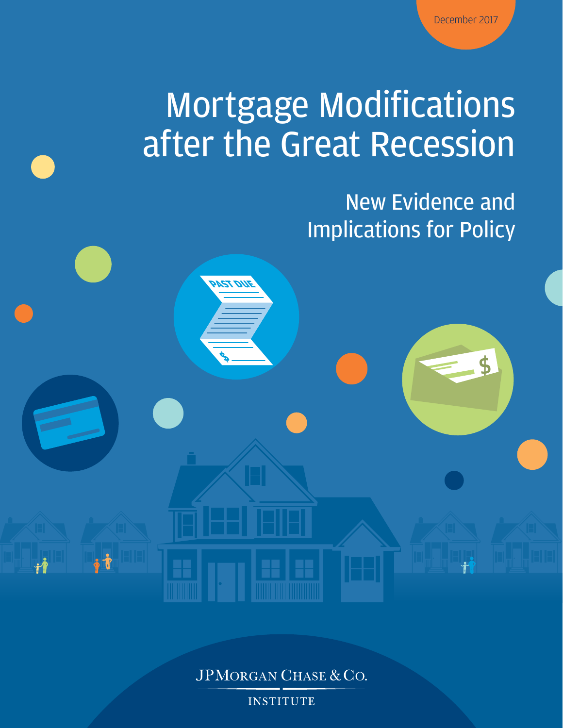December 2017

# Mortgage Modifications after the Great Recession

## New Evidence and Implications for Policy

JPMorgan Chase & Co.

INSTITUTE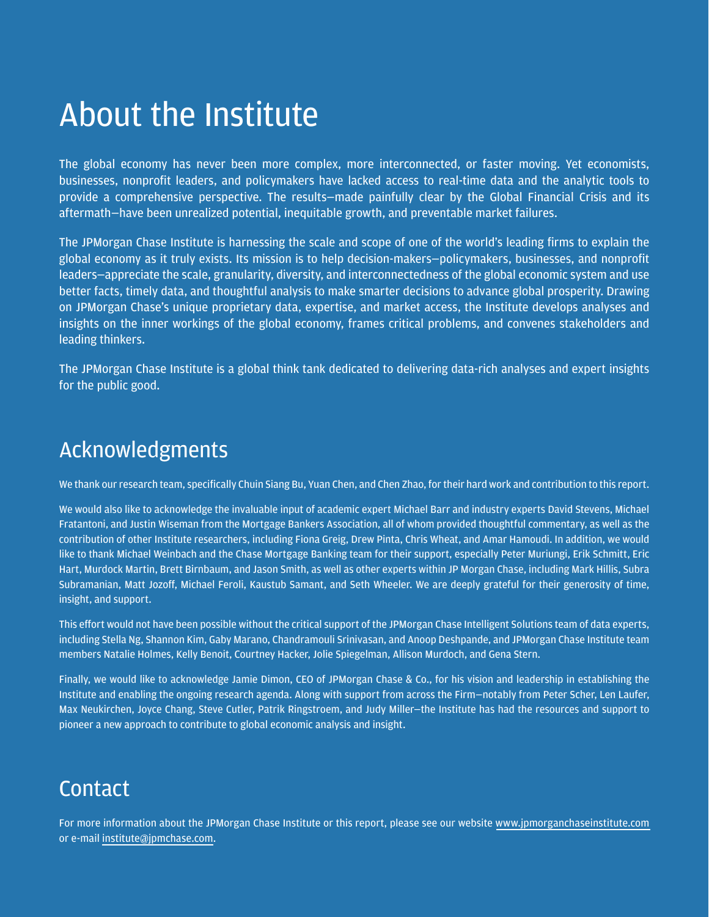# About the Institute

The global economy has never been more complex, more interconnected, or faster moving. Yet economists, businesses, nonprofit leaders, and policymakers have lacked access to real-time data and the analytic tools to provide a comprehensive perspective. The results—made painfully clear by the Global Financial Crisis and its aftermath—have been unrealized potential, inequitable growth, and preventable market failures.

The JPMorgan Chase Institute is harnessing the scale and scope of one of the world's leading firms to explain the global economy as it truly exists. Its mission is to help decision-makers—policymakers, businesses, and nonprofit leaders—appreciate the scale, granularity, diversity, and interconnectedness of the global economic system and use better facts, timely data, and thoughtful analysis to make smarter decisions to advance global prosperity. Drawing on JPMorgan Chase's unique proprietary data, expertise, and market access, the Institute develops analyses and insights on the inner workings of the global economy, frames critical problems, and convenes stakeholders and leading thinkers.

The JPMorgan Chase Institute is a global think tank dedicated to delivering data-rich analyses and expert insights for the public good.

## Acknowledgments

We thank our research team, specifically Chuin Siang Bu, Yuan Chen, and Chen Zhao, for their hard work and contribution to this report.

We would also like to acknowledge the invaluable input of academic expert Michael Barr and industry experts David Stevens, Michael Fratantoni, and Justin Wiseman from the Mortgage Bankers Association, all of whom provided thoughtful commentary, as well as the contribution of other Institute researchers, including Fiona Greig, Drew Pinta, Chris Wheat, and Amar Hamoudi. In addition, we would like to thank Michael Weinbach and the Chase Mortgage Banking team for their support, especially Peter Muriungi, Erik Schmitt, Eric Hart, Murdock Martin, Brett Birnbaum, and Jason Smith, as well as other experts within JP Morgan Chase, including Mark Hillis, Subra Subramanian, Matt Jozoff, Michael Feroli, Kaustub Samant, and Seth Wheeler. We are deeply grateful for their generosity of time, insight, and support.

This effort would not have been possible without the critical support of the JPMorgan Chase Intelligent Solutions team of data experts, including Stella Ng, Shannon Kim, Gaby Marano, Chandramouli Srinivasan, and Anoop Deshpande, and JPMorgan Chase Institute team members Natalie Holmes, Kelly Benoit, Courtney Hacker, Jolie Spiegelman, Allison Murdoch, and Gena Stern.

Finally, we would like to acknowledge Jamie Dimon, CEO of JPMorgan Chase & Co., for his vision and leadership in establishing the Institute and enabling the ongoing research agenda. Along with support from across the Firm—notably from Peter Scher, Len Laufer, Max Neukirchen, Joyce Chang, Steve Cutler, Patrik Ringstroem, and Judy Miller—the Institute has had the resources and support to pioneer a new approach to contribute to global economic analysis and insight.

## Contact

For more information about the JPMorgan Chase Institute or this report, please see our website www.jpmorganchaseinstitute.com or e-mail institute@jpmchase.com.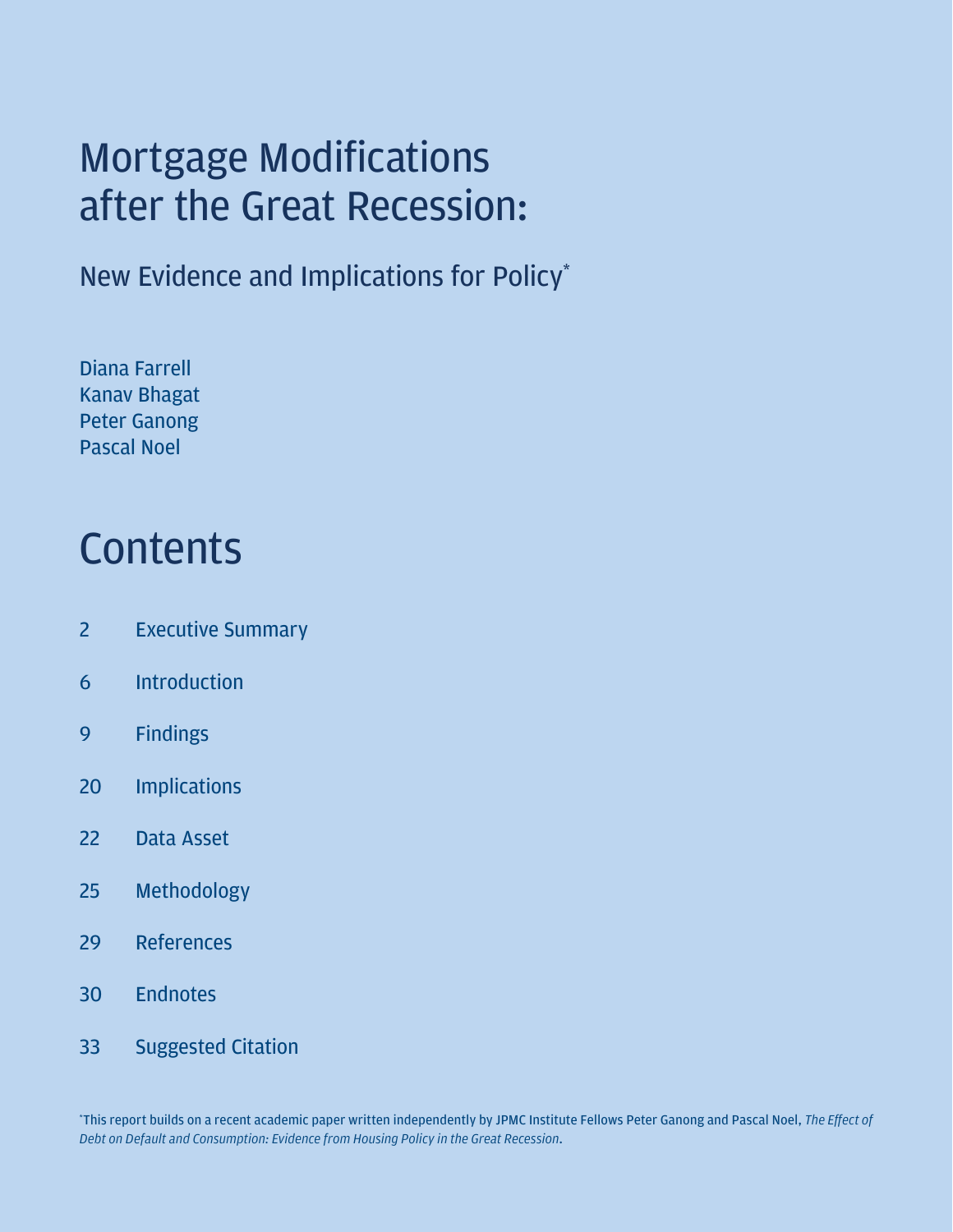# Mortgage Modifications after the Great Recession:

## New Evidence and Implications for Policy*

Diana Farrell
Kanav Bhagat
Peter Ganong
Pascal Noel

# Contents

2 Executive Summary

6 Introduction

9 Findings

20 Implications

22 Data Asset

25 Methodology

29 References

30 Endnotes

33 Suggested Citation

*This report builds on a recent academic paper written independently by JPMC Institute Fellows Peter Ganong and Pascal Noel, *The Effect of Debt on Default and Consumption: Evidence from Housing Policy in the Great Recession*.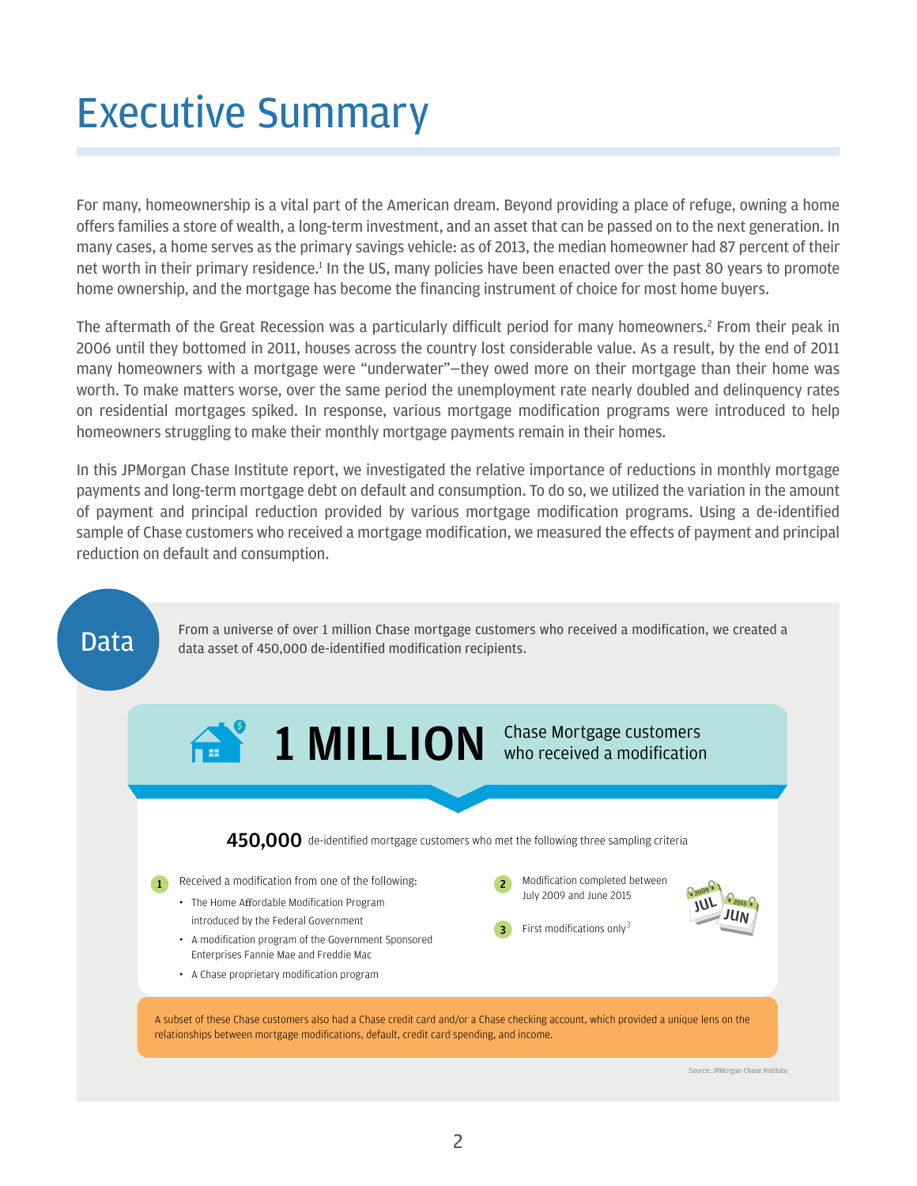# Executive Summary

For many, homeownership is a vital part of the American dream. Beyond providing a place of refuge, owning a home offers families a store of wealth, a long-term investment, and an asset that can be passed on to the next generation. In many cases, a home serves as the primary savings vehicle: as of 2013, the median homeowner had 87 percent of their net worth in their primary residence.[1] In the US, many policies have been enacted over the past 80 years to promote home ownership, and the mortgage has become the financing instrument of choice for most home buyers.

The aftermath of the Great Recession was a particularly difficult period for many homeowners.[2] From their peak in 2006 until they bottomed in 2011, houses across the country lost considerable value. As a result, by the end of 2011 many homeowners with a mortgage were "underwater"—they owed more on their mortgage than their home was worth. To make matters worse, over the same period the unemployment rate nearly doubled and delinquency rates on residential mortgages spiked. In response, various mortgage modification programs were introduced to help homeowners struggling to make their monthly mortgage payments remain in their homes.

In this JPMorgan Chase Institute report, we investigated the relative importance of reductions in monthly mortgage payments and long-term mortgage debt on default and consumption. To do so, we utilized the variation in the amount of payment and principal reduction provided by various mortgage modification programs. Using a de-identified sample of Chase customers who received a mortgage modification, we measured the effects of payment and principal reduction on default and consumption.

## Data

From a universe of over 1 million Chase mortgage customers who received a modification, we created a data asset of 450,000 de-identified modification recipients.

**1 MILLION** Chase Mortgage customers who received a modification

**450,000** de-identified mortgage customers who met the following three sampling criteria

1. Received a modification from one of the following:
   - The Home Affordable Modification Program introduced by the Federal Government
   - A modification program of the Government Sponsored Enterprises Fannie Mae and Freddie Mac
   - A Chase proprietary modification program
2. Modification completed between July 2009 and June 2015
3. First modifications only[3]

A subset of these Chase customers also had a Chase credit card and/or a Chase checking account, which provided a unique lens on the relationships between mortgage modifications, default, credit card spending, and income.

Source: JPMorgan Chase Institute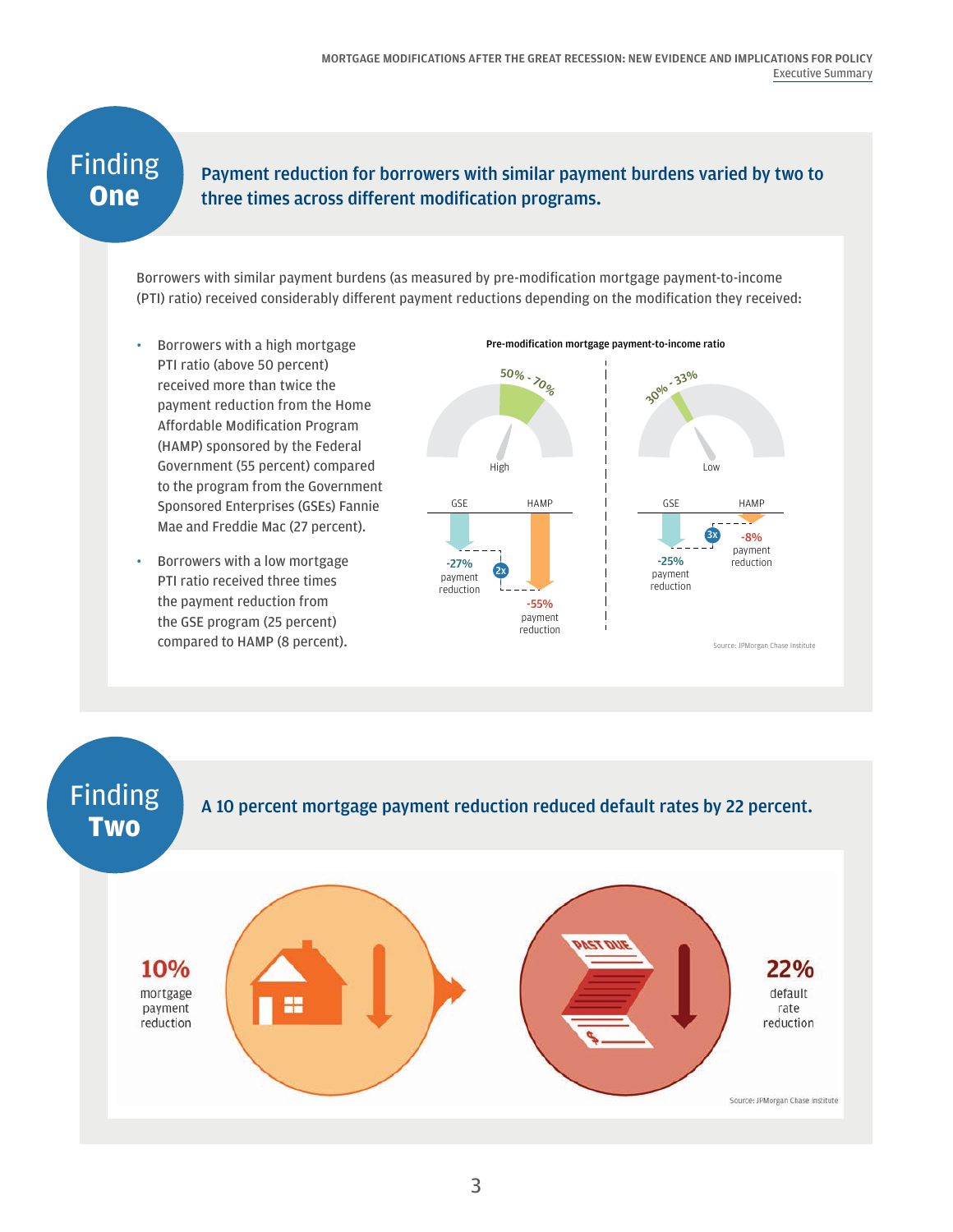## Finding One

**Payment reduction for borrowers with similar payment burdens varied by two to three times across different modification programs.**

Borrowers with similar payment burdens (as measured by pre-modification mortgage payment-to-income (PTI) ratio) received considerably different payment reductions depending on the modification they received:

- Borrowers with a high mortgage PTI ratio (above 50 percent) received more than twice the payment reduction from the Home Affordable Modification Program (HAMP) sponsored by the Federal Government (55 percent) compared to the program from the Government Sponsored Enterprises (GSEs) Fannie Mae and Freddie Mac (27 percent).
- Borrowers with a low mortgage PTI ratio received three times the payment reduction from the GSE program (25 percent) compared to HAMP (8 percent).

**Pre-modification mortgage payment-to-income ratio**

High (50% - 70%): GSE -27% payment reduction; HAMP -55% payment reduction (2x)

Low (30% - 33%): GSE -25% payment reduction; HAMP -8% payment reduction (3x)

Source: JPMorgan Chase Institute

## Finding Two

**A 10 percent mortgage payment reduction reduced default rates by 22 percent.**

10% mortgage payment reduction → 22% default rate reduction

Source: JPMorgan Chase Institute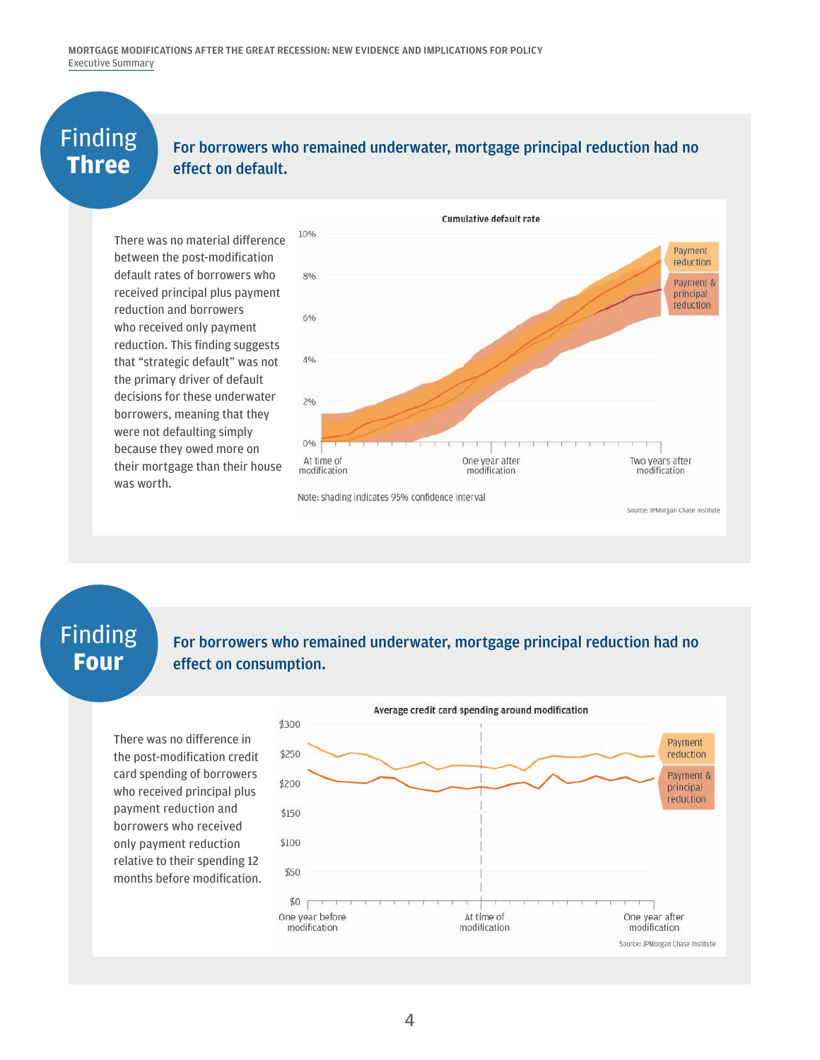## Finding Three

**For borrowers who remained underwater, mortgage principal reduction had no effect on default.**

There was no material difference between the post-modification default rates of borrowers who received principal plus payment reduction and borrowers who received only payment reduction. This finding suggests that "strategic default" was not the primary driver of default decisions for these underwater borrowers, meaning that they were not defaulting simply because they owed more on their mortgage than their house was worth.

**Cumulative default rate**

Note: shading indicates 95% confidence interval

Source: JPMorgan Chase Institute

## Finding Four

**For borrowers who remained underwater, mortgage principal reduction had no effect on consumption.**

There was no difference in the post-modification credit card spending of borrowers who received principal plus payment reduction and borrowers who received only payment reduction relative to their spending 12 months before modification.

**Average credit card spending around modification**

Source: JPMorgan Chase Institute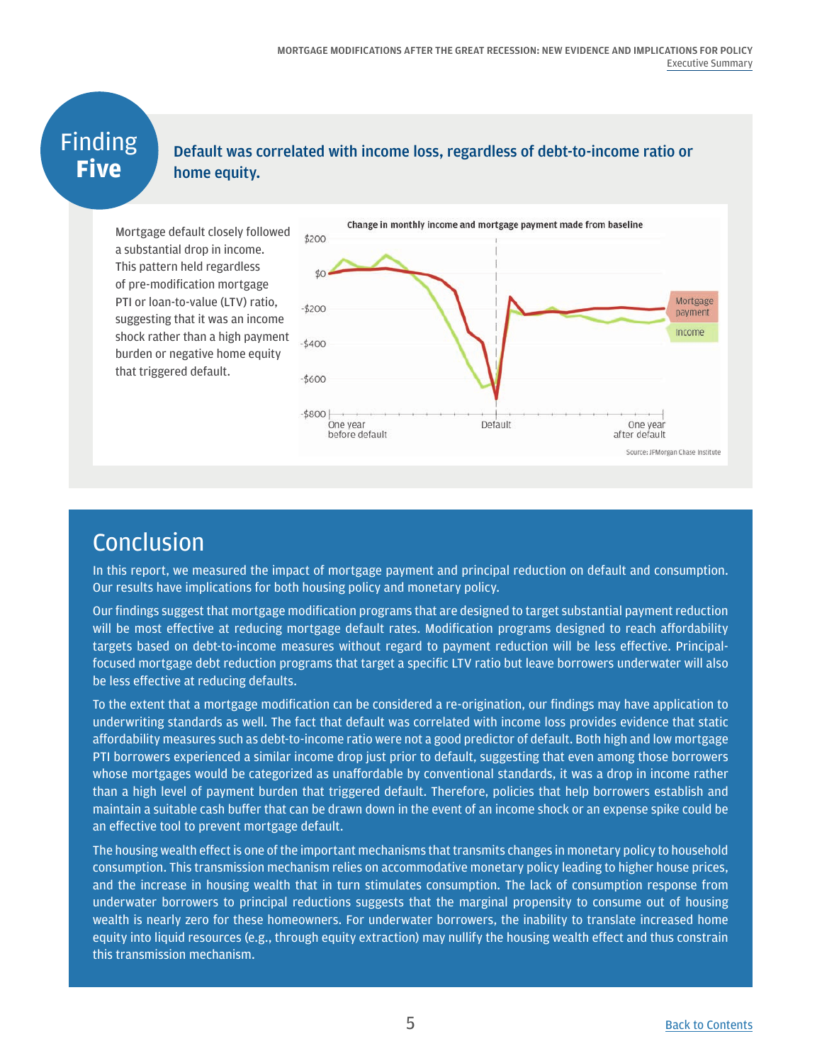## Finding Five

**Default was correlated with income loss, regardless of debt-to-income ratio or home equity.**

Mortgage default closely followed a substantial drop in income. This pattern held regardless of pre-modification mortgage PTI or loan-to-value (LTV) ratio, suggesting that it was an income shock rather than a high payment burden or negative home equity that triggered default.

**Change in monthly income and mortgage payment made from baseline**

Source: JPMorgan Chase Institute

## Conclusion

In this report, we measured the impact of mortgage payment and principal reduction on default and consumption. Our results have implications for both housing policy and monetary policy.

Our findings suggest that mortgage modification programs that are designed to target substantial payment reduction will be most effective at reducing mortgage default rates. Modification programs designed to reach affordability targets based on debt-to-income measures without regard to payment reduction will be less effective. Principal-focused mortgage debt reduction programs that target a specific LTV ratio but leave borrowers underwater will also be less effective at reducing defaults.

To the extent that a mortgage modification can be considered a re-origination, our findings may have application to underwriting standards as well. The fact that default was correlated with income loss provides evidence that static affordability measures such as debt-to-income ratio were not a good predictor of default. Both high and low mortgage PTI borrowers experienced a similar income drop just prior to default, suggesting that even among those borrowers whose mortgages would be categorized as unaffordable by conventional standards, it was a drop in income rather than a high level of payment burden that triggered default. Therefore, policies that help borrowers establish and maintain a suitable cash buffer that can be drawn down in the event of an income shock or an expense spike could be an effective tool to prevent mortgage default.

The housing wealth effect is one of the important mechanisms that transmits changes in monetary policy to household consumption. This transmission mechanism relies on accommodative monetary policy leading to higher house prices, and the increase in housing wealth that in turn stimulates consumption. The lack of consumption response from underwater borrowers to principal reductions suggests that the marginal propensity to consume out of housing wealth is nearly zero for these homeowners. For underwater borrowers, the inability to translate increased home equity into liquid resources (e.g., through equity extraction) may nullify the housing wealth effect and thus constrain this transmission mechanism.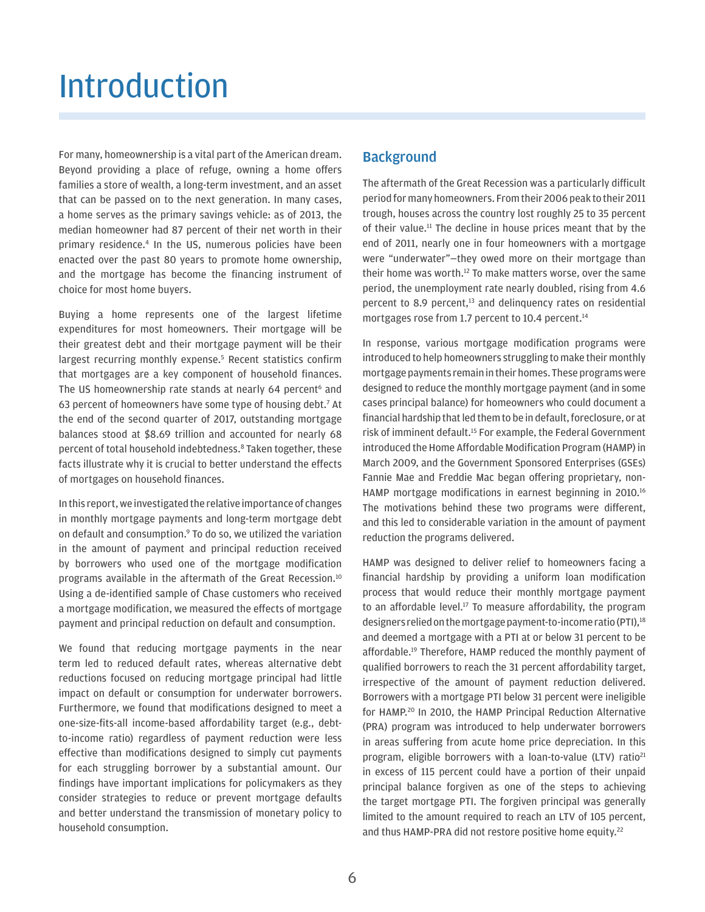# Introduction

For many, homeownership is a vital part of the American dream. Beyond providing a place of refuge, owning a home offers families a store of wealth, a long-term investment, and an asset that can be passed on to the next generation. In many cases, a home serves as the primary savings vehicle: as of 2013, the median homeowner had 87 percent of their net worth in their primary residence.[4] In the US, numerous policies have been enacted over the past 80 years to promote home ownership, and the mortgage has become the financing instrument of choice for most home buyers.

Buying a home represents one of the largest lifetime expenditures for most homeowners. Their mortgage will be their greatest debt and their mortgage payment will be their largest recurring monthly expense.[5] Recent statistics confirm that mortgages are a key component of household finances. The US homeownership rate stands at nearly 64 percent[6] and 63 percent of homeowners have some type of housing debt.[7] At the end of the second quarter of 2017, outstanding mortgage balances stood at $8.69 trillion and accounted for nearly 68 percent of total household indebtedness.[8] Taken together, these facts illustrate why it is crucial to better understand the effects of mortgages on household finances.

In this report, we investigated the relative importance of changes in monthly mortgage payments and long-term mortgage debt on default and consumption.[9] To do so, we utilized the variation in the amount of payment and principal reduction received by borrowers who used one of the mortgage modification programs available in the aftermath of the Great Recession.[10] Using a de-identified sample of Chase customers who received a mortgage modification, we measured the effects of mortgage payment and principal reduction on default and consumption.

We found that reducing mortgage payments in the near term led to reduced default rates, whereas alternative debt reductions focused on reducing mortgage principal had little impact on default or consumption for underwater borrowers. Furthermore, we found that modifications designed to meet a one-size-fits-all income-based affordability target (e.g., debt-to-income ratio) regardless of payment reduction were less effective than modifications designed to simply cut payments for each struggling borrower by a substantial amount. Our findings have important implications for policymakers as they consider strategies to reduce or prevent mortgage defaults and better understand the transmission of monetary policy to household consumption.

## Background

The aftermath of the Great Recession was a particularly difficult period for many homeowners. From their 2006 peak to their 2011 trough, houses across the country lost roughly 25 to 35 percent of their value.[11] The decline in house prices meant that by the end of 2011, nearly one in four homeowners with a mortgage were "underwater"—they owed more on their mortgage than their home was worth.[12] To make matters worse, over the same period, the unemployment rate nearly doubled, rising from 4.6 percent to 8.9 percent,[13] and delinquency rates on residential mortgages rose from 1.7 percent to 10.4 percent.[14]

In response, various mortgage modification programs were introduced to help homeowners struggling to make their monthly mortgage payments remain in their homes. These programs were designed to reduce the monthly mortgage payment (and in some cases principal balance) for homeowners who could document a financial hardship that led them to be in default, foreclosure, or at risk of imminent default.[15] For example, the Federal Government introduced the Home Affordable Modification Program (HAMP) in March 2009, and the Government Sponsored Enterprises (GSEs) Fannie Mae and Freddie Mac began offering proprietary, non-HAMP mortgage modifications in earnest beginning in 2010.[16] The motivations behind these two programs were different, and this led to considerable variation in the amount of payment reduction the programs delivered.

HAMP was designed to deliver relief to homeowners facing a financial hardship by providing a uniform loan modification process that would reduce their monthly mortgage payment to an affordable level.[17] To measure affordability, the program designers relied on the mortgage payment-to-income ratio (PTI),[18] and deemed a mortgage with a PTI at or below 31 percent to be affordable.[19] Therefore, HAMP reduced the monthly payment of qualified borrowers to reach the 31 percent affordability target, irrespective of the amount of payment reduction delivered. Borrowers with a mortgage PTI below 31 percent were ineligible for HAMP.[20] In 2010, the HAMP Principal Reduction Alternative (PRA) program was introduced to help underwater borrowers in areas suffering from acute home price depreciation. In this program, eligible borrowers with a loan-to-value (LTV) ratio[21] in excess of 115 percent could have a portion of their unpaid principal balance forgiven as one of the steps to achieving the target mortgage PTI. The forgiven principal was generally limited to the amount required to reach an LTV of 105 percent, and thus HAMP-PRA did not restore positive home equity.[22]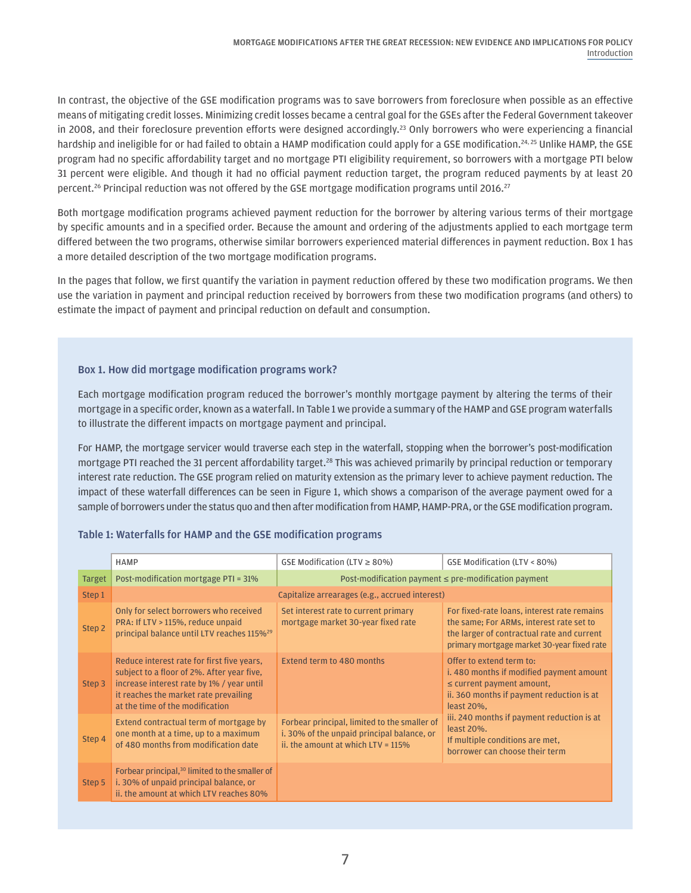In contrast, the objective of the GSE modification programs was to save borrowers from foreclosure when possible as an effective means of mitigating credit losses. Minimizing credit losses became a central goal for the GSEs after the Federal Government takeover in 2008, and their foreclosure prevention efforts were designed accordingly.[23] Only borrowers who were experiencing a financial hardship and ineligible for or had failed to obtain a HAMP modification could apply for a GSE modification.[24, 25] Unlike HAMP, the GSE program had no specific affordability target and no mortgage PTI eligibility requirement, so borrowers with a mortgage PTI below 31 percent were eligible. And though it had no official payment reduction target, the program reduced payments by at least 20 percent.[26] Principal reduction was not offered by the GSE mortgage modification programs until 2016.[27]

Both mortgage modification programs achieved payment reduction for the borrower by altering various terms of their mortgage by specific amounts and in a specified order. Because the amount and ordering of the adjustments applied to each mortgage term differed between the two programs, otherwise similar borrowers experienced material differences in payment reduction. Box 1 has a more detailed description of the two mortgage modification programs.

In the pages that follow, we first quantify the variation in payment reduction offered by these two modification programs. We then use the variation in payment and principal reduction received by borrowers from these two modification programs (and others) to estimate the impact of payment and principal reduction on default and consumption.

### Box 1. How did mortgage modification programs work?

Each mortgage modification program reduced the borrower's monthly mortgage payment by altering the terms of their mortgage in a specific order, known as a waterfall. In Table 1 we provide a summary of the HAMP and GSE program waterfalls to illustrate the different impacts on mortgage payment and principal.

For HAMP, the mortgage servicer would traverse each step in the waterfall, stopping when the borrower's post-modification mortgage PTI reached the 31 percent affordability target.[28] This was achieved primarily by principal reduction or temporary interest rate reduction. The GSE program relied on maturity extension as the primary lever to achieve payment reduction. The impact of these waterfall differences can be seen in Figure 1, which shows a comparison of the average payment owed for a sample of borrowers under the status quo and then after modification from HAMP, HAMP-PRA, or the GSE modification program.

**Table 1: Waterfalls for HAMP and the GSE modification programs**

| | HAMP | GSE Modification (LTV ≥ 80%) | GSE Modification (LTV < 80%) |
|---|---|---|---|
| Target | Post-modification mortgage PTI = 31% | Post-modification payment ≤ pre-modification payment | |
| Step 1 | Capitalize arrearages (e.g., accrued interest) | | |
| Step 2 | Only for select borrowers who received PRA: If LTV > 115%, reduce unpaid principal balance until LTV reaches 115%[29] | Set interest rate to current primary mortgage market 30-year fixed rate | For fixed-rate loans, interest rate remains the same; For ARMs, interest rate set to the larger of contractual rate and current primary mortgage market 30-year fixed rate |
| Step 3 | Reduce interest rate for first five years, subject to a floor of 2%. After year five, increase interest rate by 1% / year until it reaches the market rate prevailing at the time of the modification | Extend term to 480 months | Offer to extend term to: i. 480 months if modified payment amount ≤ current payment amount, ii. 360 months if payment reduction is at least 20%, iii. 240 months if payment reduction is at least 20%. If multiple conditions are met, borrower can choose their term |
| Step 4 | Extend contractual term of mortgage by one month at a time, up to a maximum of 480 months from modification date | Forbear principal, limited to the smaller of i. 30% of the unpaid principal balance, or ii. the amount at which LTV = 115% | |
| Step 5 | Forbear principal,[30] limited to the smaller of i. 30% of unpaid principal balance, or ii. the amount at which LTV reaches 80% | | |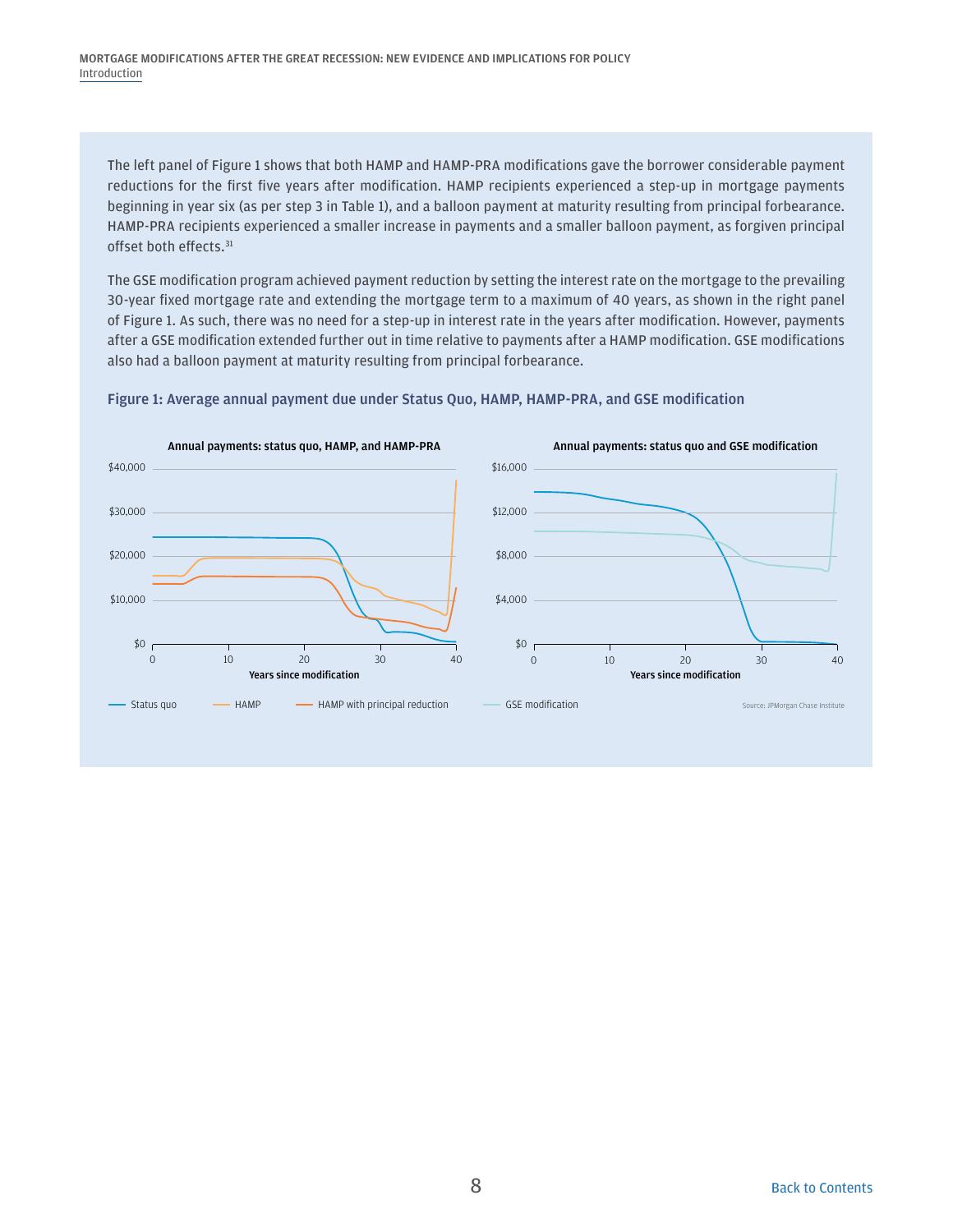The left panel of Figure 1 shows that both HAMP and HAMP-PRA modifications gave the borrower considerable payment reductions for the first five years after modification. HAMP recipients experienced a step-up in mortgage payments beginning in year six (as per step 3 in Table 1), and a balloon payment at maturity resulting from principal forbearance. HAMP-PRA recipients experienced a smaller increase in payments and a smaller balloon payment, as forgiven principal offset both effects.[31]

The GSE modification program achieved payment reduction by setting the interest rate on the mortgage to the prevailing 30-year fixed mortgage rate and extending the mortgage term to a maximum of 40 years, as shown in the right panel of Figure 1. As such, there was no need for a step-up in interest rate in the years after modification. However, payments after a GSE modification extended further out in time relative to payments after a HAMP modification. GSE modifications also had a balloon payment at maturity resulting from principal forbearance.

### Figure 1: Average annual payment due under Status Quo, HAMP, HAMP-PRA, and GSE modification

Annual payments: status quo, HAMP, and HAMP-PRA

Annual payments: status quo and GSE modification

Years since modification

Status quo — HAMP — HAMP with principal reduction — GSE modification

Source: JPMorgan Chase Institute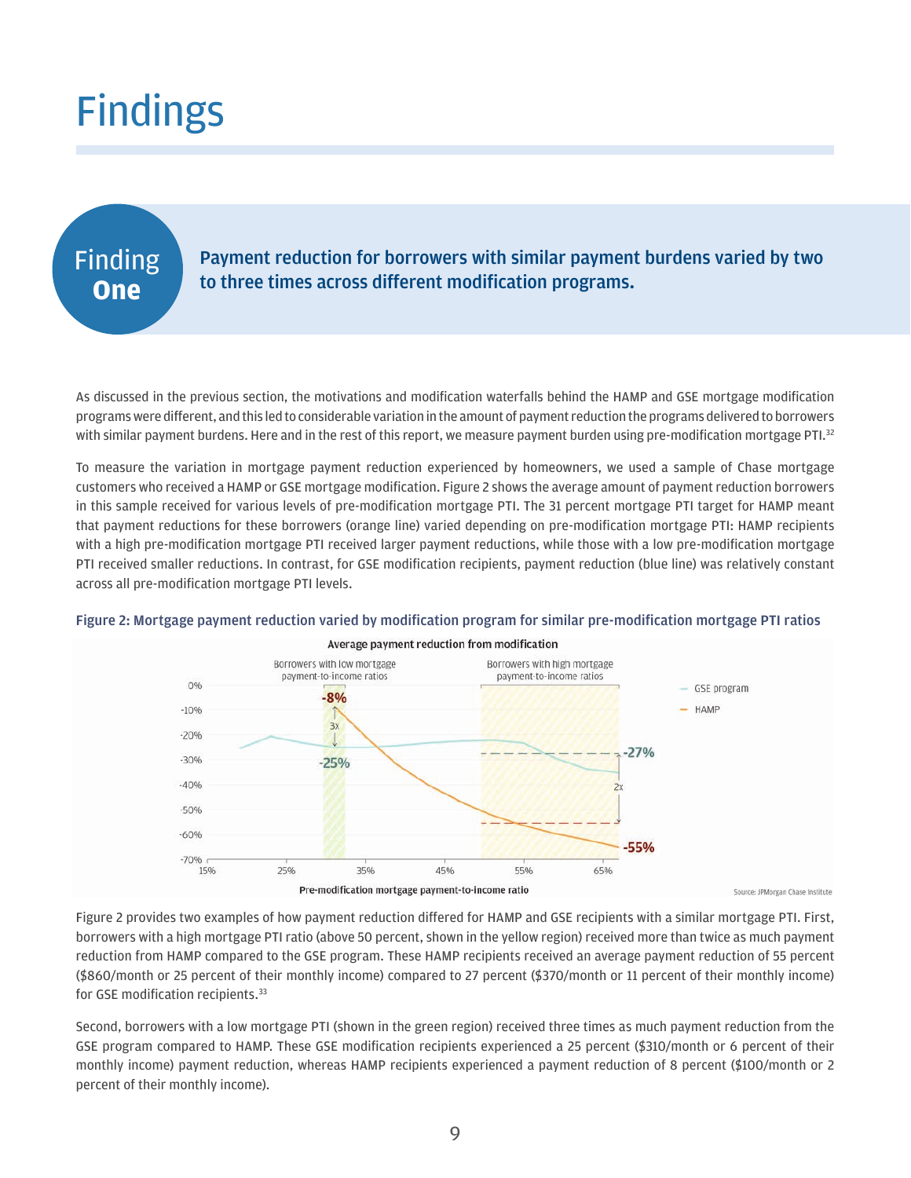# Findings

## Finding One

**Payment reduction for borrowers with similar payment burdens varied by two to three times across different modification programs.**

As discussed in the previous section, the motivations and modification waterfalls behind the HAMP and GSE mortgage modification programs were different, and this led to considerable variation in the amount of payment reduction the programs delivered to borrowers with similar payment burdens. Here and in the rest of this report, we measure payment burden using pre-modification mortgage PTI.[32]

To measure the variation in mortgage payment reduction experienced by homeowners, we used a sample of Chase mortgage customers who received a HAMP or GSE mortgage modification. Figure 2 shows the average amount of payment reduction borrowers in this sample received for various levels of pre-modification mortgage PTI. The 31 percent mortgage PTI target for HAMP meant that payment reductions for these borrowers (orange line) varied depending on pre-modification mortgage PTI: HAMP recipients with a high pre-modification mortgage PTI received larger payment reductions, while those with a low pre-modification mortgage PTI received smaller reductions. In contrast, for GSE modification recipients, payment reduction (blue line) was relatively constant across all pre-modification mortgage PTI levels.

**Figure 2: Mortgage payment reduction varied by modification program for similar pre-modification mortgage PTI ratios**

Average payment reduction from modification

Borrowers with low mortgage payment-to-income ratios: -8% (HAMP), -25% (GSE program), 3x

Borrowers with high mortgage payment-to-income ratios: -27% (GSE program), -55% (HAMP), 2x

Legend: GSE program; HAMP

Pre-modification mortgage payment-to-income ratio

Source: JPMorgan Chase Institute

Figure 2 provides two examples of how payment reduction differed for HAMP and GSE recipients with a similar mortgage PTI. First, borrowers with a high mortgage PTI ratio (above 50 percent, shown in the yellow region) received more than twice as much payment reduction from HAMP compared to the GSE program. These HAMP recipients received an average payment reduction of 55 percent ($860/month or 25 percent of their monthly income) compared to 27 percent ($370/month or 11 percent of their monthly income) for GSE modification recipients.[33]

Second, borrowers with a low mortgage PTI (shown in the green region) received three times as much payment reduction from the GSE program compared to HAMP. These GSE modification recipients experienced a 25 percent ($310/month or 6 percent of their monthly income) payment reduction, whereas HAMP recipients experienced a payment reduction of 8 percent ($100/month or 2 percent of their monthly income).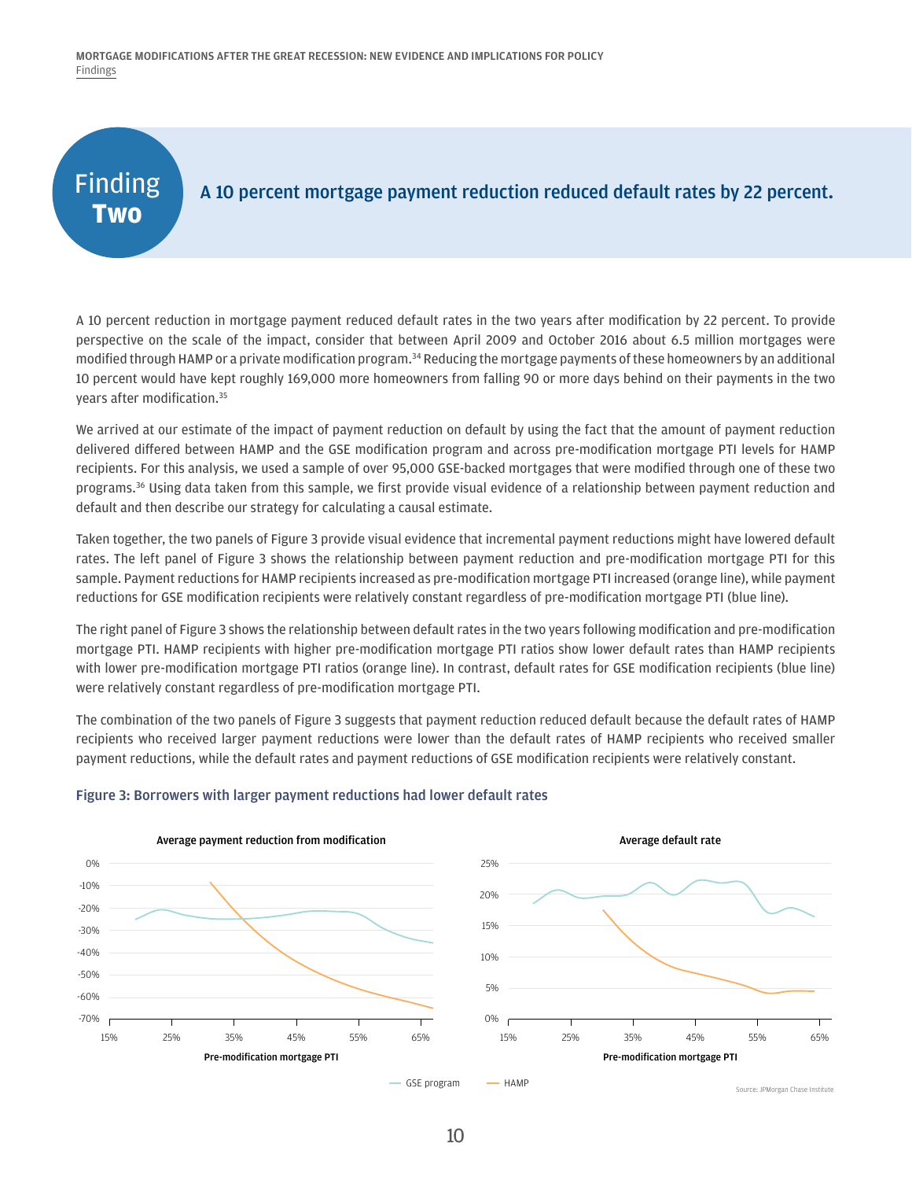## Finding Two

### A 10 percent mortgage payment reduction reduced default rates by 22 percent.

A 10 percent reduction in mortgage payment reduced default rates in the two years after modification by 22 percent. To provide perspective on the scale of the impact, consider that between April 2009 and October 2016 about 6.5 million mortgages were modified through HAMP or a private modification program.[34] Reducing the mortgage payments of these homeowners by an additional 10 percent would have kept roughly 169,000 more homeowners from falling 90 or more days behind on their payments in the two years after modification.[35]

We arrived at our estimate of the impact of payment reduction on default by using the fact that the amount of payment reduction delivered differed between HAMP and the GSE modification program and across pre-modification mortgage PTI levels for HAMP recipients. For this analysis, we used a sample of over 95,000 GSE-backed mortgages that were modified through one of these two programs.[36] Using data taken from this sample, we first provide visual evidence of a relationship between payment reduction and default and then describe our strategy for calculating a causal estimate.

Taken together, the two panels of Figure 3 provide visual evidence that incremental payment reductions might have lowered default rates. The left panel of Figure 3 shows the relationship between payment reduction and pre-modification mortgage PTI for this sample. Payment reductions for HAMP recipients increased as pre-modification mortgage PTI increased (orange line), while payment reductions for GSE modification recipients were relatively constant regardless of pre-modification mortgage PTI (blue line).

The right panel of Figure 3 shows the relationship between default rates in the two years following modification and pre-modification mortgage PTI. HAMP recipients with higher pre-modification mortgage PTI ratios show lower default rates than HAMP recipients with lower pre-modification mortgage PTI ratios (orange line). In contrast, default rates for GSE modification recipients (blue line) were relatively constant regardless of pre-modification mortgage PTI.

The combination of the two panels of Figure 3 suggests that payment reduction reduced default because the default rates of HAMP recipients who received larger payment reductions were lower than the default rates of HAMP recipients who received smaller payment reductions, while the default rates and payment reductions of GSE modification recipients were relatively constant.

**Figure 3: Borrowers with larger payment reductions had lower default rates**

Left panel: Average payment reduction from modification (y-axis: 0% to -70%; x-axis: Pre-modification mortgage PTI, 15% to 65%)

Right panel: Average default rate (y-axis: 0% to 25%; x-axis: Pre-modification mortgage PTI, 15% to 65%)

Legend: GSE program; HAMP

Source: JPMorgan Chase Institute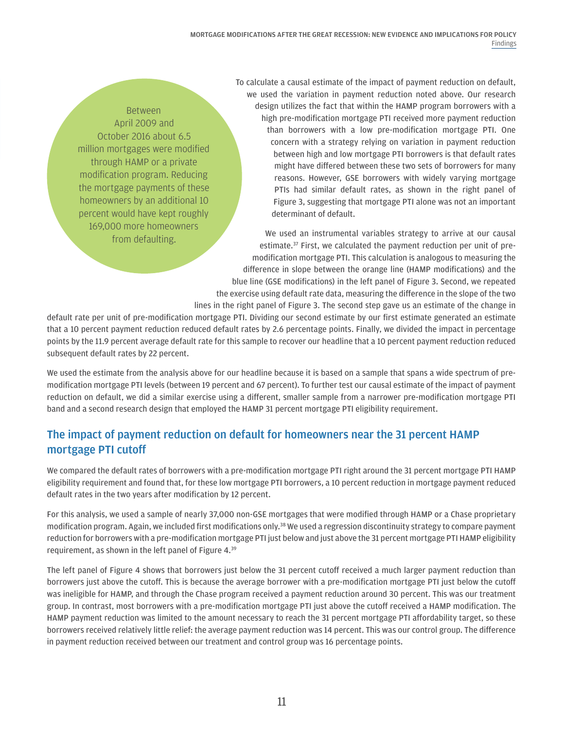> Between April 2009 and October 2016 about 6.5 million mortgages were modified through HAMP or a private modification program. Reducing the mortgage payments of these homeowners by an additional 10 percent would have kept roughly 169,000 more homeowners from defaulting.

To calculate a causal estimate of the impact of payment reduction on default, we used the variation in payment reduction noted above. Our research design utilizes the fact that within the HAMP program borrowers with a high pre-modification mortgage PTI received more payment reduction than borrowers with a low pre-modification mortgage PTI. One concern with a strategy relying on variation in payment reduction between high and low mortgage PTI borrowers is that default rates might have differed between these two sets of borrowers for many reasons. However, GSE borrowers with widely varying mortgage PTIs had similar default rates, as shown in the right panel of Figure 3, suggesting that mortgage PTI alone was not an important determinant of default.

We used an instrumental variables strategy to arrive at our causal estimate.[37] First, we calculated the payment reduction per unit of pre-modification mortgage PTI. This calculation is analogous to measuring the difference in slope between the orange line (HAMP modifications) and the blue line (GSE modifications) in the left panel of Figure 3. Second, we repeated the exercise using default rate data, measuring the difference in the slope of the two lines in the right panel of Figure 3. The second step gave us an estimate of the change in default rate per unit of pre-modification mortgage PTI. Dividing our second estimate by our first estimate generated an estimate that a 10 percent payment reduction reduced default rates by 2.6 percentage points. Finally, we divided the impact in percentage points by the 11.9 percent average default rate for this sample to recover our headline that a 10 percent payment reduction reduced subsequent default rates by 22 percent.

We used the estimate from the analysis above for our headline because it is based on a sample that spans a wide spectrum of pre-modification mortgage PTI levels (between 19 percent and 67 percent). To further test our causal estimate of the impact of payment reduction on default, we did a similar exercise using a different, smaller sample from a narrower pre-modification mortgage PTI band and a second research design that employed the HAMP 31 percent mortgage PTI eligibility requirement.

## The impact of payment reduction on default for homeowners near the 31 percent HAMP mortgage PTI cutoff

We compared the default rates of borrowers with a pre-modification mortgage PTI right around the 31 percent mortgage PTI HAMP eligibility requirement and found that, for these low mortgage PTI borrowers, a 10 percent reduction in mortgage payment reduced default rates in the two years after modification by 12 percent.

For this analysis, we used a sample of nearly 37,000 non-GSE mortgages that were modified through HAMP or a Chase proprietary modification program. Again, we included first modifications only.[38] We used a regression discontinuity strategy to compare payment reduction for borrowers with a pre-modification mortgage PTI just below and just above the 31 percent mortgage PTI HAMP eligibility requirement, as shown in the left panel of Figure 4.[39]

The left panel of Figure 4 shows that borrowers just below the 31 percent cutoff received a much larger payment reduction than borrowers just above the cutoff. This is because the average borrower with a pre-modification mortgage PTI just below the cutoff was ineligible for HAMP, and through the Chase program received a payment reduction around 30 percent. This was our treatment group. In contrast, most borrowers with a pre-modification mortgage PTI just above the cutoff received a HAMP modification. The HAMP payment reduction was limited to the amount necessary to reach the 31 percent mortgage PTI affordability target, so these borrowers received relatively little relief: the average payment reduction was 14 percent. This was our control group. The difference in payment reduction received between our treatment and control group was 16 percentage points.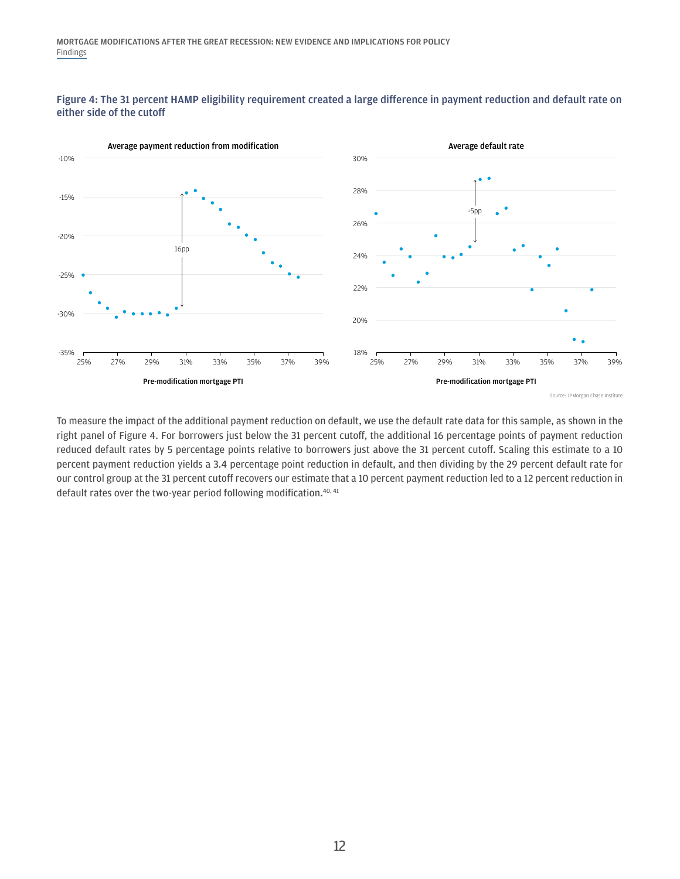**Figure 4: The 31 percent HAMP eligibility requirement created a large difference in payment reduction and default rate on either side of the cutoff**

Average payment reduction from modification

Average default rate

Pre-modification mortgage PTI

Source: JPMorgan Chase Institute

To measure the impact of the additional payment reduction on default, we use the default rate data for this sample, as shown in the right panel of Figure 4. For borrowers just below the 31 percent cutoff, the additional 16 percentage points of payment reduction reduced default rates by 5 percentage points relative to borrowers just above the 31 percent cutoff. Scaling this estimate to a 10 percent payment reduction yields a 3.4 percentage point reduction in default, and then dividing by the 29 percent default rate for our control group at the 31 percent cutoff recovers our estimate that a 10 percent payment reduction led to a 12 percent reduction in default rates over the two-year period following modification.[40, 41]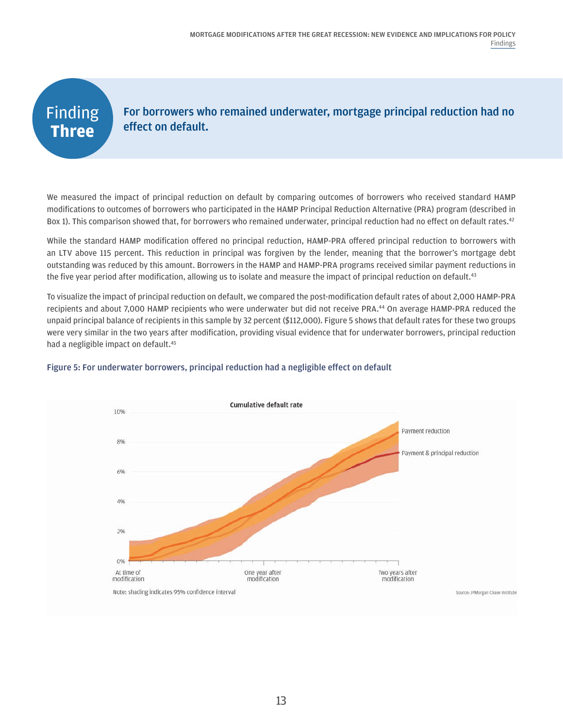# Finding Three

## For borrowers who remained underwater, mortgage principal reduction had no effect on default.

We measured the impact of principal reduction on default by comparing outcomes of borrowers who received standard HAMP modifications to outcomes of borrowers who participated in the HAMP Principal Reduction Alternative (PRA) program (described in Box 1). This comparison showed that, for borrowers who remained underwater, principal reduction had no effect on default rates.[42]

While the standard HAMP modification offered no principal reduction, HAMP-PRA offered principal reduction to borrowers with an LTV above 115 percent. This reduction in principal was forgiven by the lender, meaning that the borrower's mortgage debt outstanding was reduced by this amount. Borrowers in the HAMP and HAMP-PRA programs received similar payment reductions in the five year period after modification, allowing us to isolate and measure the impact of principal reduction on default.[43]

To visualize the impact of principal reduction on default, we compared the post-modification default rates of about 2,000 HAMP-PRA recipients and about 7,000 HAMP recipients who were underwater but did not receive PRA.[44] On average HAMP-PRA reduced the unpaid principal balance of recipients in this sample by 32 percent ($112,000). Figure 5 shows that default rates for these two groups were very similar in the two years after modification, providing visual evidence that for underwater borrowers, principal reduction had a negligible impact on default.[45]

**Figure 5: For underwater borrowers, principal reduction had a negligible effect on default**

Cumulative default rate

Payment reduction

Payment & principal reduction

At time of modification | One year after modification | Two years after modification

Note: shading indicates 95% confidence interval

Source: JPMorgan Chase Institute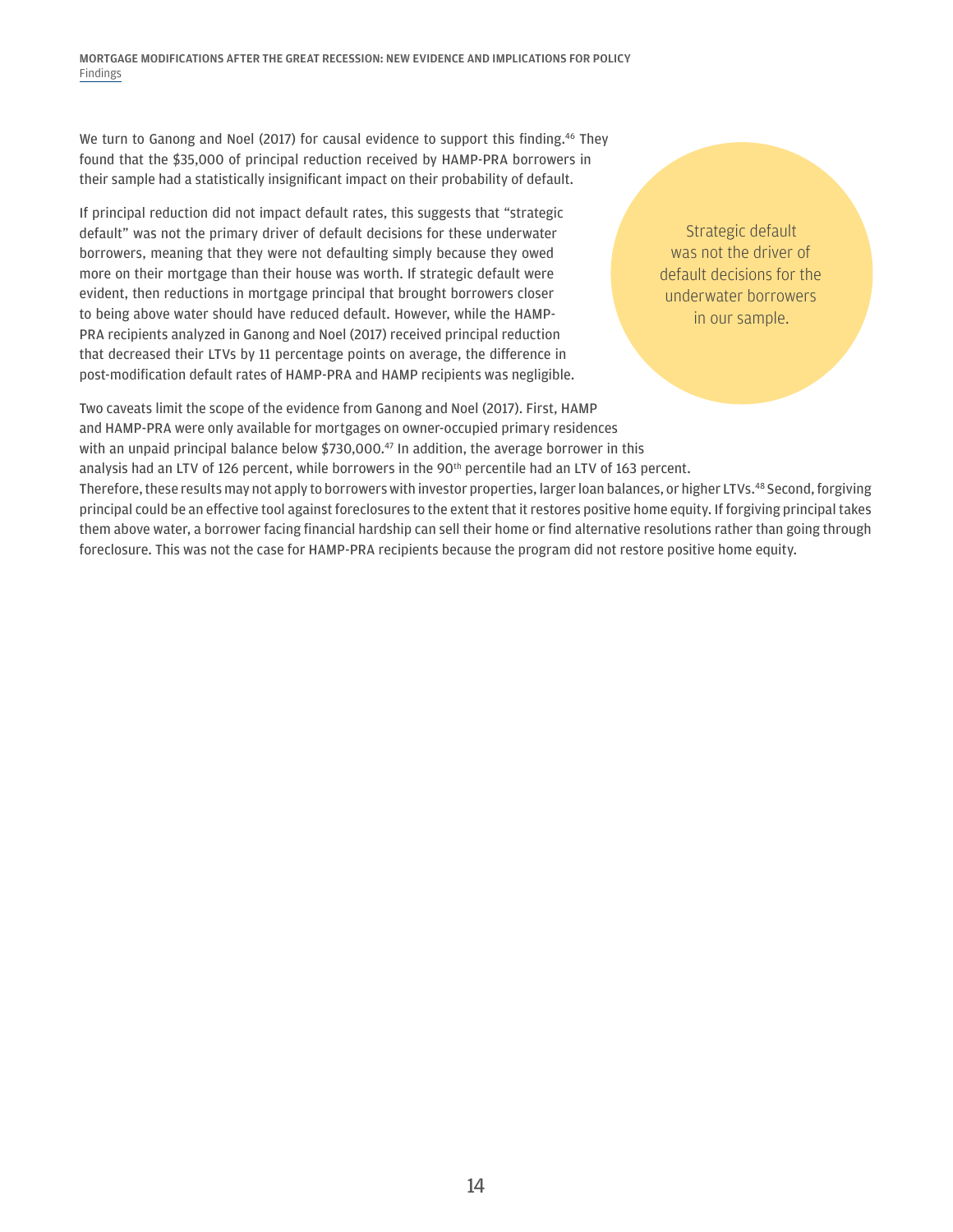We turn to Ganong and Noel (2017) for causal evidence to support this finding.[46] They found that the $35,000 of principal reduction received by HAMP-PRA borrowers in their sample had a statistically insignificant impact on their probability of default.

If principal reduction did not impact default rates, this suggests that "strategic default" was not the primary driver of default decisions for these underwater borrowers, meaning that they were not defaulting simply because they owed more on their mortgage than their house was worth. If strategic default were evident, then reductions in mortgage principal that brought borrowers closer to being above water should have reduced default. However, while the HAMP-PRA recipients analyzed in Ganong and Noel (2017) received principal reduction that decreased their LTVs by 11 percentage points on average, the difference in post-modification default rates of HAMP-PRA and HAMP recipients was negligible.

Strategic default was not the driver of default decisions for the underwater borrowers in our sample.

Two caveats limit the scope of the evidence from Ganong and Noel (2017). First, HAMP and HAMP-PRA were only available for mortgages on owner-occupied primary residences with an unpaid principal balance below $730,000.[47] In addition, the average borrower in this analysis had an LTV of 126 percent, while borrowers in the 90th percentile had an LTV of 163 percent. Therefore, these results may not apply to borrowers with investor properties, larger loan balances, or higher LTVs.[48] Second, forgiving principal could be an effective tool against foreclosures to the extent that it restores positive home equity. If forgiving principal takes them above water, a borrower facing financial hardship can sell their home or find alternative resolutions rather than going through foreclosure. This was not the case for HAMP-PRA recipients because the program did not restore positive home equity.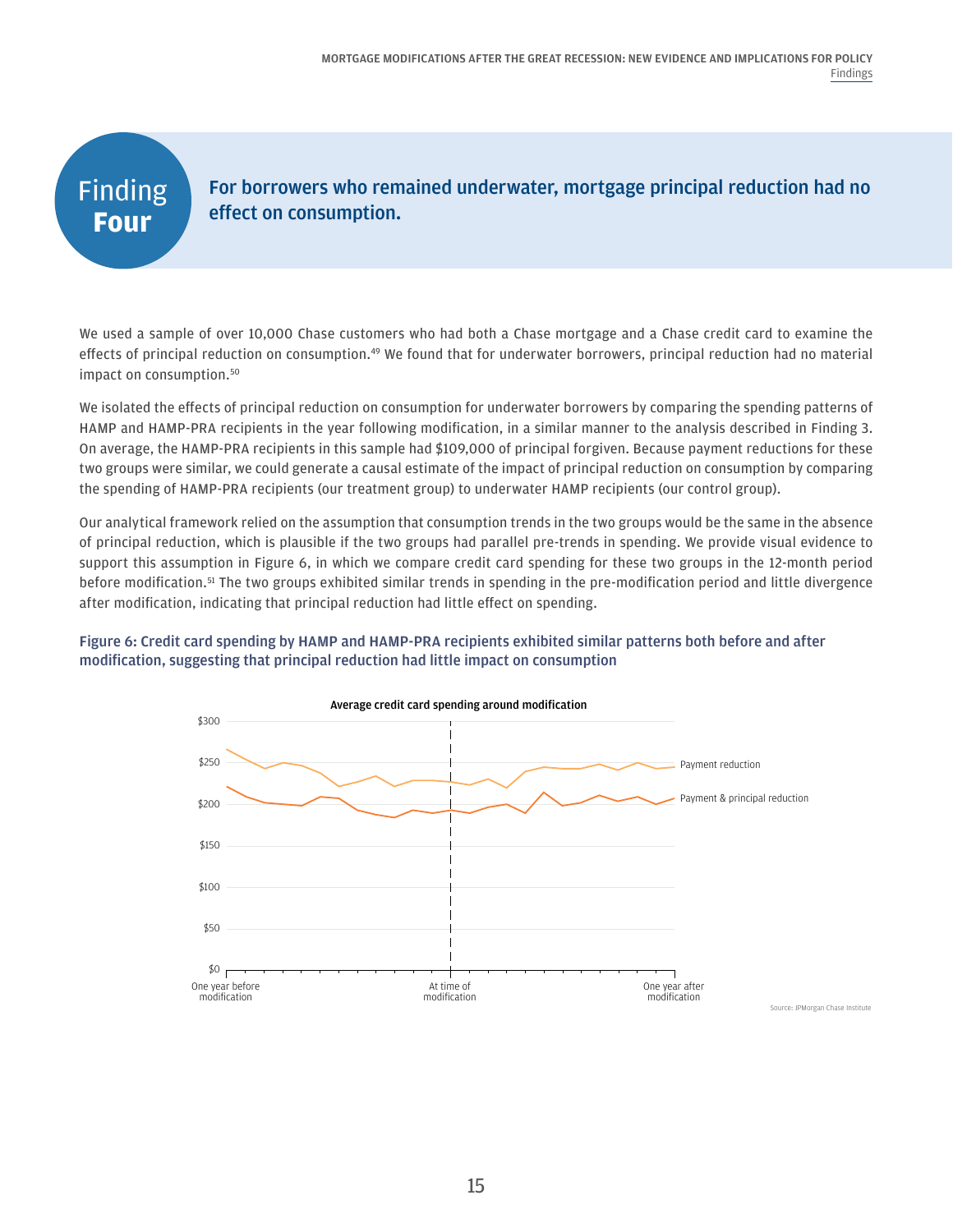# Finding Four

## For borrowers who remained underwater, mortgage principal reduction had no effect on consumption.

We used a sample of over 10,000 Chase customers who had both a Chase mortgage and a Chase credit card to examine the effects of principal reduction on consumption.[49] We found that for underwater borrowers, principal reduction had no material impact on consumption.[50]

We isolated the effects of principal reduction on consumption for underwater borrowers by comparing the spending patterns of HAMP and HAMP-PRA recipients in the year following modification, in a similar manner to the analysis described in Finding 3. On average, the HAMP-PRA recipients in this sample had $109,000 of principal forgiven. Because payment reductions for these two groups were similar, we could generate a causal estimate of the impact of principal reduction on consumption by comparing the spending of HAMP-PRA recipients (our treatment group) to underwater HAMP recipients (our control group).

Our analytical framework relied on the assumption that consumption trends in the two groups would be the same in the absence of principal reduction, which is plausible if the two groups had parallel pre-trends in spending. We provide visual evidence to support this assumption in Figure 6, in which we compare credit card spending for these two groups in the 12-month period before modification.[51] The two groups exhibited similar trends in spending in the pre-modification period and little divergence after modification, indicating that principal reduction had little effect on spending.

**Figure 6: Credit card spending by HAMP and HAMP-PRA recipients exhibited similar patterns both before and after modification, suggesting that principal reduction had little impact on consumption**

Average credit card spending around modification

Y-axis: $0, $50, $100, $150, $200, $250, $300

X-axis: One year before modification; At time of modification; One year after modification

Series: Payment reduction; Payment & principal reduction

Source: JPMorgan Chase Institute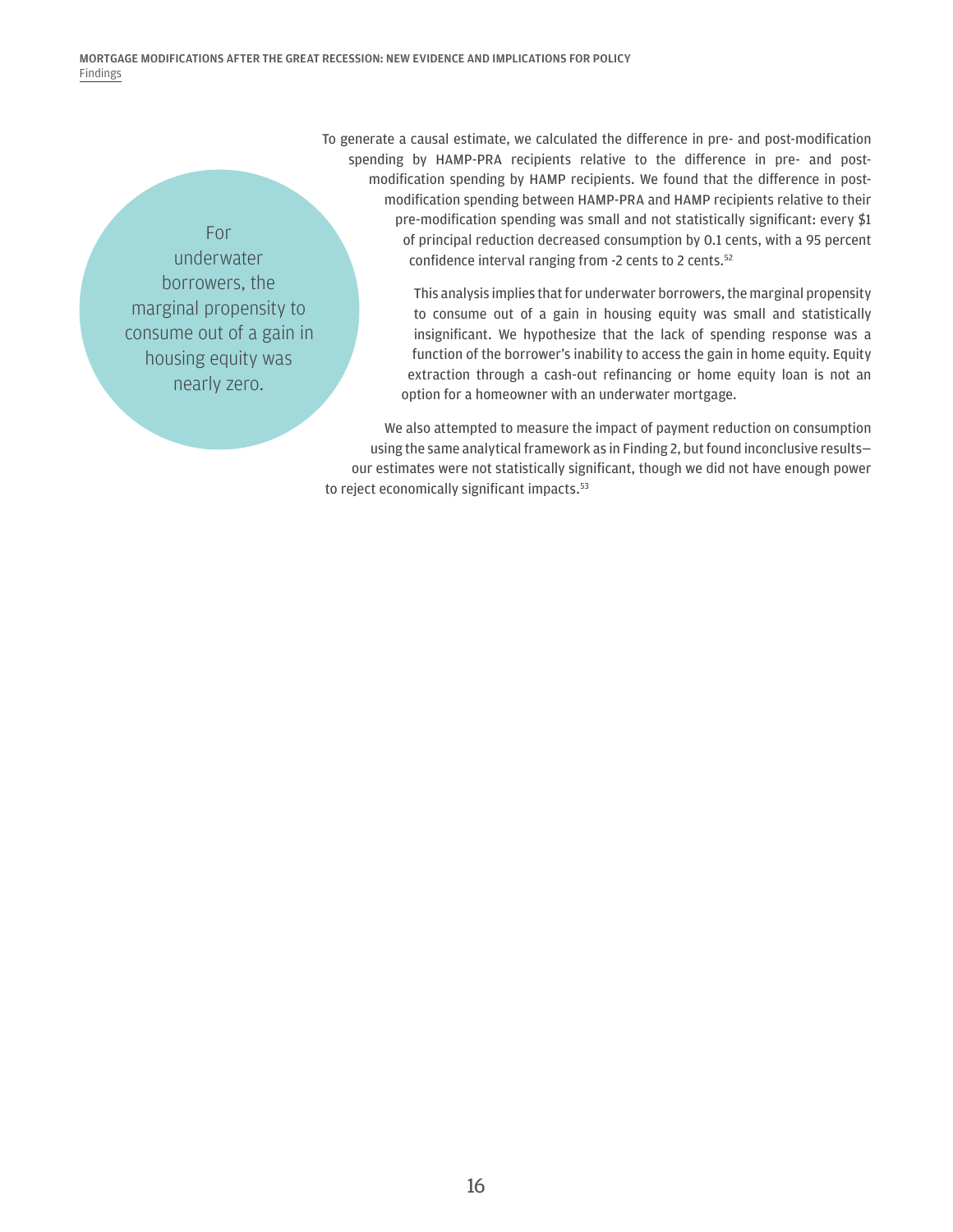To generate a causal estimate, we calculated the difference in pre- and post-modification spending by HAMP-PRA recipients relative to the difference in pre- and post-modification spending by HAMP recipients. We found that the difference in post-modification spending between HAMP-PRA and HAMP recipients relative to their pre-modification spending was small and not statistically significant: every $1 of principal reduction decreased consumption by 0.1 cents, with a 95 percent confidence interval ranging from -2 cents to 2 cents.[52]

For underwater borrowers, the marginal propensity to consume out of a gain in housing equity was nearly zero.

This analysis implies that for underwater borrowers, the marginal propensity to consume out of a gain in housing equity was small and statistically insignificant. We hypothesize that the lack of spending response was a function of the borrower's inability to access the gain in home equity. Equity extraction through a cash-out refinancing or home equity loan is not an option for a homeowner with an underwater mortgage.

We also attempted to measure the impact of payment reduction on consumption using the same analytical framework as in Finding 2, but found inconclusive results—our estimates were not statistically significant, though we did not have enough power to reject economically significant impacts.[53]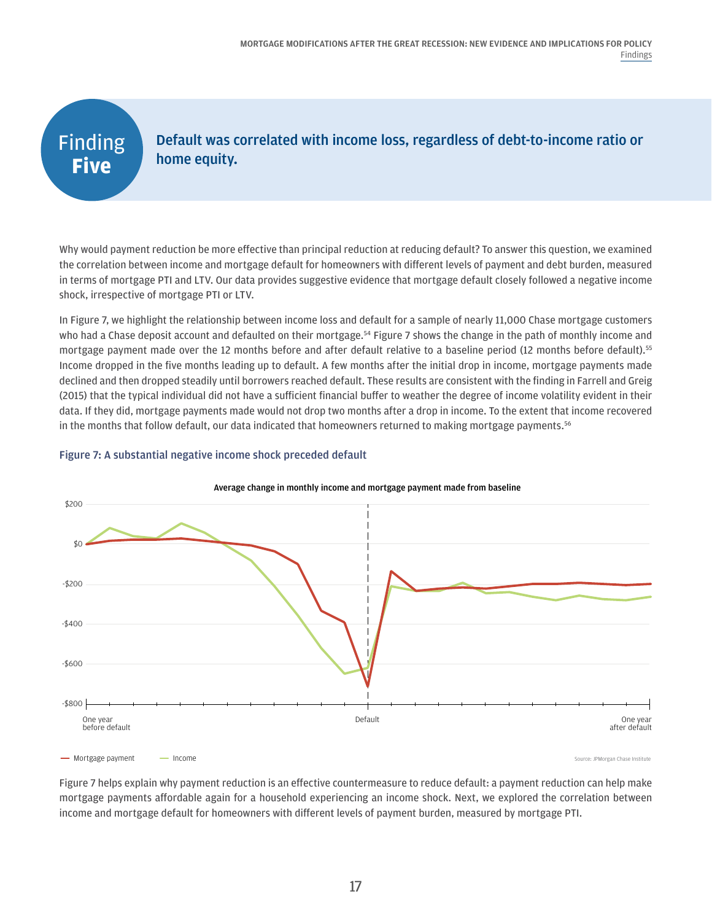## Finding Five

**Default was correlated with income loss, regardless of debt-to-income ratio or home equity.**

Why would payment reduction be more effective than principal reduction at reducing default? To answer this question, we examined the correlation between income and mortgage default for homeowners with different levels of payment and debt burden, measured in terms of mortgage PTI and LTV. Our data provides suggestive evidence that mortgage default closely followed a negative income shock, irrespective of mortgage PTI or LTV.

In Figure 7, we highlight the relationship between income loss and default for a sample of nearly 11,000 Chase mortgage customers who had a Chase deposit account and defaulted on their mortgage.[54] Figure 7 shows the change in the path of monthly income and mortgage payment made over the 12 months before and after default relative to a baseline period (12 months before default).[55] Income dropped in the five months leading up to default. A few months after the initial drop in income, mortgage payments made declined and then dropped steadily until borrowers reached default. These results are consistent with the finding in Farrell and Greig (2015) that the typical individual did not have a sufficient financial buffer to weather the degree of income volatility evident in their data. If they did, mortgage payments made would not drop two months after a drop in income. To the extent that income recovered in the months that follow default, our data indicated that homeowners returned to making mortgage payments.[56]

**Figure 7: A substantial negative income shock preceded default**

Average change in monthly income and mortgage payment made from baseline

Source: JPMorgan Chase Institute

Figure 7 helps explain why payment reduction is an effective countermeasure to reduce default: a payment reduction can help make mortgage payments affordable again for a household experiencing an income shock. Next, we explored the correlation between income and mortgage default for homeowners with different levels of payment burden, measured by mortgage PTI.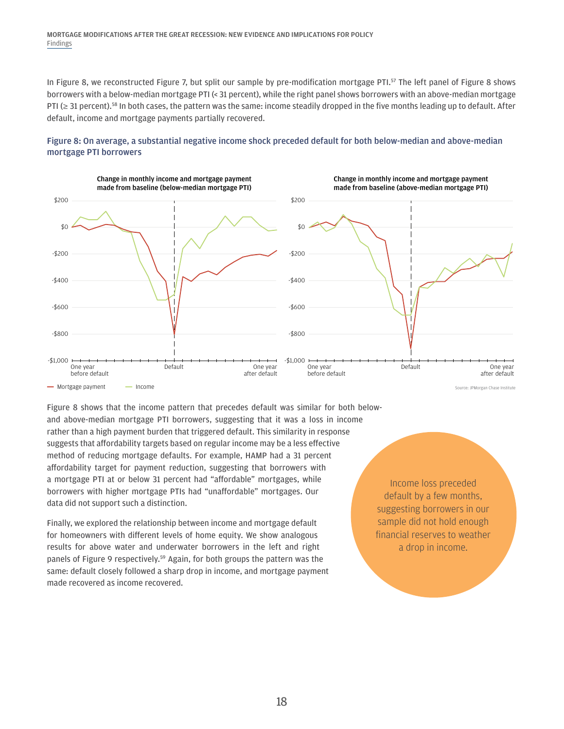In Figure 8, we reconstructed Figure 7, but split our sample by pre-modification mortgage PTI.[57] The left panel of Figure 8 shows borrowers with a below-median mortgage PTI (< 31 percent), while the right panel shows borrowers with an above-median mortgage PTI (≥ 31 percent).[58] In both cases, the pattern was the same: income steadily dropped in the five months leading up to default. After default, income and mortgage payments partially recovered.

**Figure 8: On average, a substantial negative income shock preceded default for both below-median and above-median mortgage PTI borrowers**

Change in monthly income and mortgage payment made from baseline (below-median mortgage PTI)

Change in monthly income and mortgage payment made from baseline (above-median mortgage PTI)

Mortgage payment — Income

Source: JPMorgan Chase Institute

Figure 8 shows that the income pattern that precedes default was similar for both below- and above-median mortgage PTI borrowers, suggesting that it was a loss in income rather than a high payment burden that triggered default. This similarity in response suggests that affordability targets based on regular income may be a less effective method of reducing mortgage defaults. For example, HAMP had a 31 percent affordability target for payment reduction, suggesting that borrowers with a mortgage PTI at or below 31 percent had "affordable" mortgages, while borrowers with higher mortgage PTIs had "unaffordable" mortgages. Our data did not support such a distinction.

Finally, we explored the relationship between income and mortgage default for homeowners with different levels of home equity. We show analogous results for above water and underwater borrowers in the left and right panels of Figure 9 respectively.[59] Again, for both groups the pattern was the same: default closely followed a sharp drop in income, and mortgage payment made recovered as income recovered.

Income loss preceded default by a few months, suggesting borrowers in our sample did not hold enough financial reserves to weather a drop in income.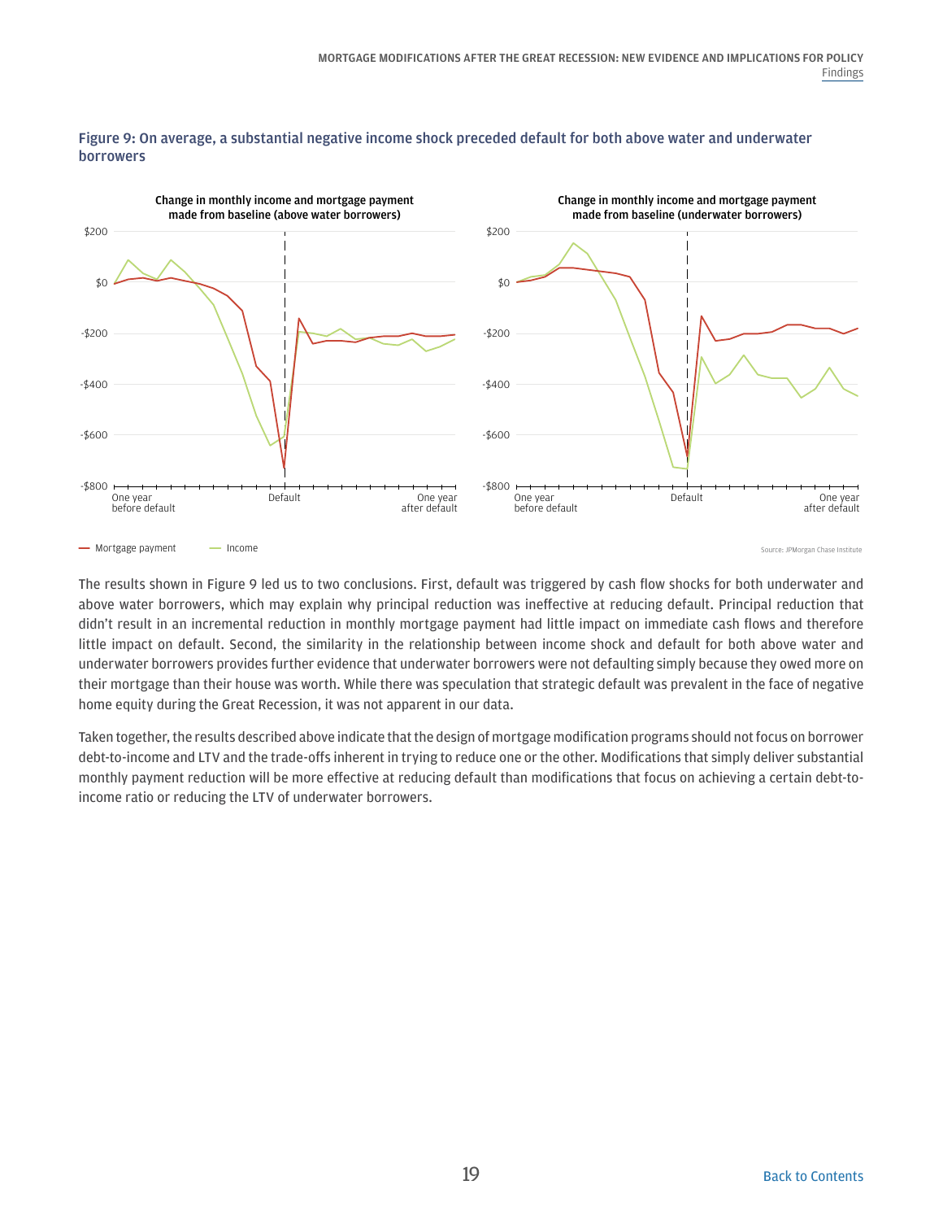**Figure 9: On average, a substantial negative income shock preceded default for both above water and underwater borrowers**

Change in monthly income and mortgage payment made from baseline (above water borrowers)

Change in monthly income and mortgage payment made from baseline (underwater borrowers)

— Mortgage payment — Income

Source: JPMorgan Chase Institute

The results shown in Figure 9 led us to two conclusions. First, default was triggered by cash flow shocks for both underwater and above water borrowers, which may explain why principal reduction was ineffective at reducing default. Principal reduction that didn't result in an incremental reduction in monthly mortgage payment had little impact on immediate cash flows and therefore little impact on default. Second, the similarity in the relationship between income shock and default for both above water and underwater borrowers provides further evidence that underwater borrowers were not defaulting simply because they owed more on their mortgage than their house was worth. While there was speculation that strategic default was prevalent in the face of negative home equity during the Great Recession, it was not apparent in our data.

Taken together, the results described above indicate that the design of mortgage modification programs should not focus on borrower debt-to-income and LTV and the trade-offs inherent in trying to reduce one or the other. Modifications that simply deliver substantial monthly payment reduction will be more effective at reducing default than modifications that focus on achieving a certain debt-to-income ratio or reducing the LTV of underwater borrowers.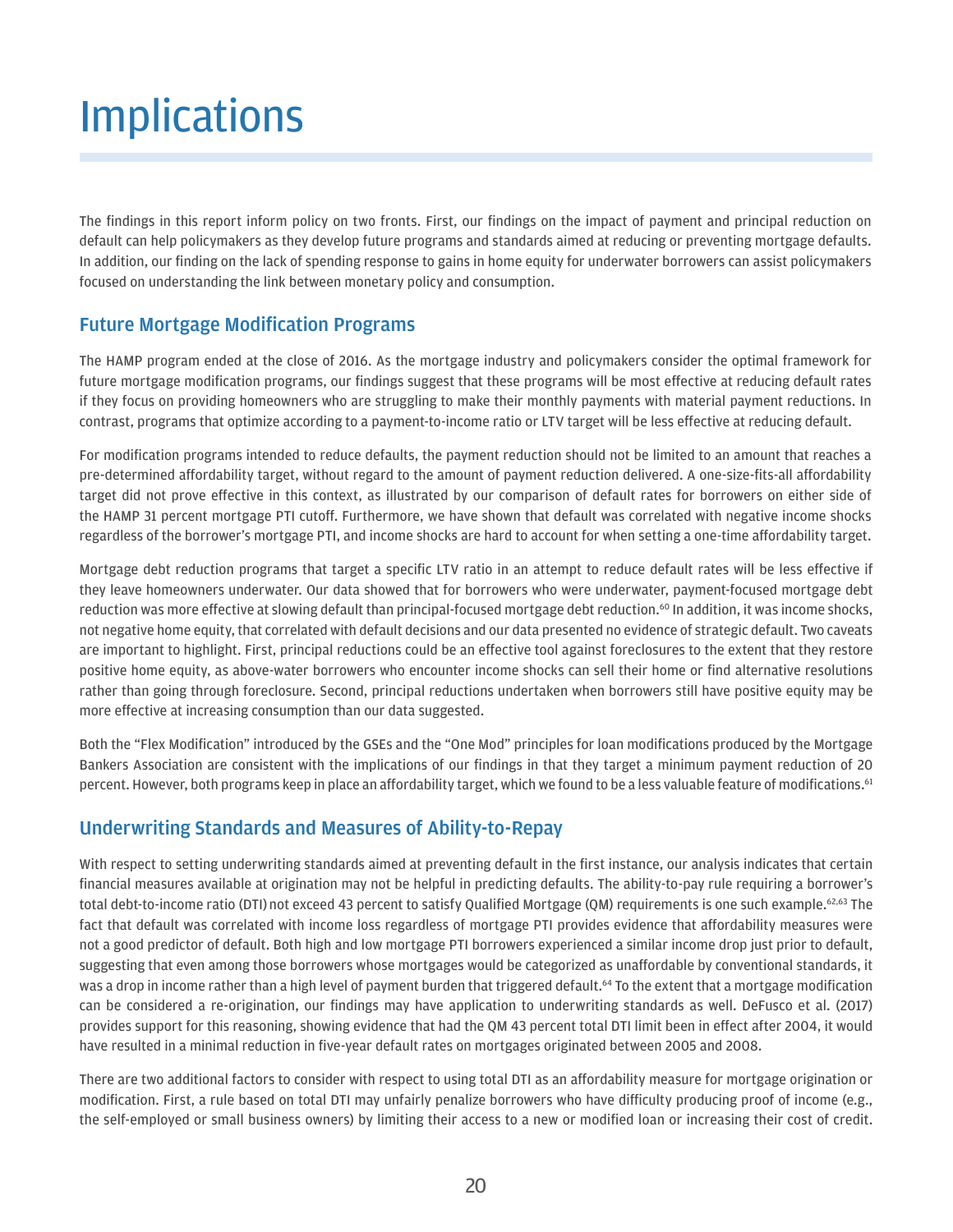# Implications

The findings in this report inform policy on two fronts. First, our findings on the impact of payment and principal reduction on default can help policymakers as they develop future programs and standards aimed at reducing or preventing mortgage defaults. In addition, our finding on the lack of spending response to gains in home equity for underwater borrowers can assist policymakers focused on understanding the link between monetary policy and consumption.

## Future Mortgage Modification Programs

The HAMP program ended at the close of 2016. As the mortgage industry and policymakers consider the optimal framework for future mortgage modification programs, our findings suggest that these programs will be most effective at reducing default rates if they focus on providing homeowners who are struggling to make their monthly payments with material payment reductions. In contrast, programs that optimize according to a payment-to-income ratio or LTV target will be less effective at reducing default.

For modification programs intended to reduce defaults, the payment reduction should not be limited to an amount that reaches a pre-determined affordability target, without regard to the amount of payment reduction delivered. A one-size-fits-all affordability target did not prove effective in this context, as illustrated by our comparison of default rates for borrowers on either side of the HAMP 31 percent mortgage PTI cutoff. Furthermore, we have shown that default was correlated with negative income shocks regardless of the borrower's mortgage PTI, and income shocks are hard to account for when setting a one-time affordability target.

Mortgage debt reduction programs that target a specific LTV ratio in an attempt to reduce default rates will be less effective if they leave homeowners underwater. Our data showed that for borrowers who were underwater, payment-focused mortgage debt reduction was more effective at slowing default than principal-focused mortgage debt reduction.[60] In addition, it was income shocks, not negative home equity, that correlated with default decisions and our data presented no evidence of strategic default. Two caveats are important to highlight. First, principal reductions could be an effective tool against foreclosures to the extent that they restore positive home equity, as above-water borrowers who encounter income shocks can sell their home or find alternative resolutions rather than going through foreclosure. Second, principal reductions undertaken when borrowers still have positive equity may be more effective at increasing consumption than our data suggested.

Both the "Flex Modification" introduced by the GSEs and the "One Mod" principles for loan modifications produced by the Mortgage Bankers Association are consistent with the implications of our findings in that they target a minimum payment reduction of 20 percent. However, both programs keep in place an affordability target, which we found to be a less valuable feature of modifications.[61]

## Underwriting Standards and Measures of Ability-to-Repay

With respect to setting underwriting standards aimed at preventing default in the first instance, our analysis indicates that certain financial measures available at origination may not be helpful in predicting defaults. The ability-to-pay rule requiring a borrower's total debt-to-income ratio (DTI) not exceed 43 percent to satisfy Qualified Mortgage (QM) requirements is one such example.[62,63] The fact that default was correlated with income loss regardless of mortgage PTI provides evidence that affordability measures were not a good predictor of default. Both high and low mortgage PTI borrowers experienced a similar income drop just prior to default, suggesting that even among those borrowers whose mortgages would be categorized as unaffordable by conventional standards, it was a drop in income rather than a high level of payment burden that triggered default.[64] To the extent that a mortgage modification can be considered a re-origination, our findings may have application to underwriting standards as well. DeFusco et al. (2017) provides support for this reasoning, showing evidence that had the QM 43 percent total DTI limit been in effect after 2004, it would have resulted in a minimal reduction in five-year default rates on mortgages originated between 2005 and 2008.

There are two additional factors to consider with respect to using total DTI as an affordability measure for mortgage origination or modification. First, a rule based on total DTI may unfairly penalize borrowers who have difficulty producing proof of income (e.g., the self-employed or small business owners) by limiting their access to a new or modified loan or increasing their cost of credit.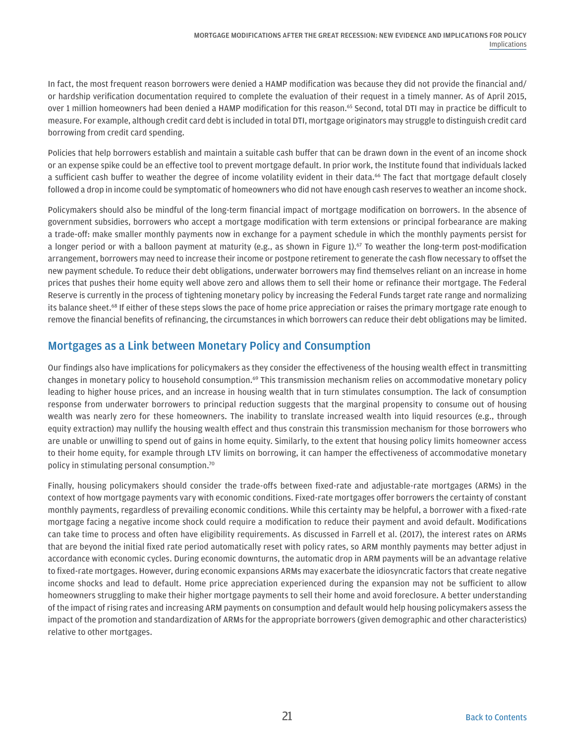In fact, the most frequent reason borrowers were denied a HAMP modification was because they did not provide the financial and/or hardship verification documentation required to complete the evaluation of their request in a timely manner. As of April 2015, over 1 million homeowners had been denied a HAMP modification for this reason.[65] Second, total DTI may in practice be difficult to measure. For example, although credit card debt is included in total DTI, mortgage originators may struggle to distinguish credit card borrowing from credit card spending.

Policies that help borrowers establish and maintain a suitable cash buffer that can be drawn down in the event of an income shock or an expense spike could be an effective tool to prevent mortgage default. In prior work, the Institute found that individuals lacked a sufficient cash buffer to weather the degree of income volatility evident in their data.[66] The fact that mortgage default closely followed a drop in income could be symptomatic of homeowners who did not have enough cash reserves to weather an income shock.

Policymakers should also be mindful of the long-term financial impact of mortgage modification on borrowers. In the absence of government subsidies, borrowers who accept a mortgage modification with term extensions or principal forbearance are making a trade-off: make smaller monthly payments now in exchange for a payment schedule in which the monthly payments persist for a longer period or with a balloon payment at maturity (e.g., as shown in Figure 1).[67] To weather the long-term post-modification arrangement, borrowers may need to increase their income or postpone retirement to generate the cash flow necessary to offset the new payment schedule. To reduce their debt obligations, underwater borrowers may find themselves reliant on an increase in home prices that pushes their home equity well above zero and allows them to sell their home or refinance their mortgage. The Federal Reserve is currently in the process of tightening monetary policy by increasing the Federal Funds target rate range and normalizing its balance sheet.[68] If either of these steps slows the pace of home price appreciation or raises the primary mortgage rate enough to remove the financial benefits of refinancing, the circumstances in which borrowers can reduce their debt obligations may be limited.

## Mortgages as a Link between Monetary Policy and Consumption

Our findings also have implications for policymakers as they consider the effectiveness of the housing wealth effect in transmitting changes in monetary policy to household consumption.[69] This transmission mechanism relies on accommodative monetary policy leading to higher house prices, and an increase in housing wealth that in turn stimulates consumption. The lack of consumption response from underwater borrowers to principal reduction suggests that the marginal propensity to consume out of housing wealth was nearly zero for these homeowners. The inability to translate increased wealth into liquid resources (e.g., through equity extraction) may nullify the housing wealth effect and thus constrain this transmission mechanism for those borrowers who are unable or unwilling to spend out of gains in home equity. Similarly, to the extent that housing policy limits homeowner access to their home equity, for example through LTV limits on borrowing, it can hamper the effectiveness of accommodative monetary policy in stimulating personal consumption.[70]

Finally, housing policymakers should consider the trade-offs between fixed-rate and adjustable-rate mortgages (ARMs) in the context of how mortgage payments vary with economic conditions. Fixed-rate mortgages offer borrowers the certainty of constant monthly payments, regardless of prevailing economic conditions. While this certainty may be helpful, a borrower with a fixed-rate mortgage facing a negative income shock could require a modification to reduce their payment and avoid default. Modifications can take time to process and often have eligibility requirements. As discussed in Farrell et al. (2017), the interest rates on ARMs that are beyond the initial fixed rate period automatically reset with policy rates, so ARM monthly payments may better adjust in accordance with economic cycles. During economic downturns, the automatic drop in ARM payments will be an advantage relative to fixed-rate mortgages. However, during economic expansions ARMs may exacerbate the idiosyncratic factors that create negative income shocks and lead to default. Home price appreciation experienced during the expansion may not be sufficient to allow homeowners struggling to make their higher mortgage payments to sell their home and avoid foreclosure. A better understanding of the impact of rising rates and increasing ARM payments on consumption and default would help housing policymakers assess the impact of the promotion and standardization of ARMs for the appropriate borrowers (given demographic and other characteristics) relative to other mortgages.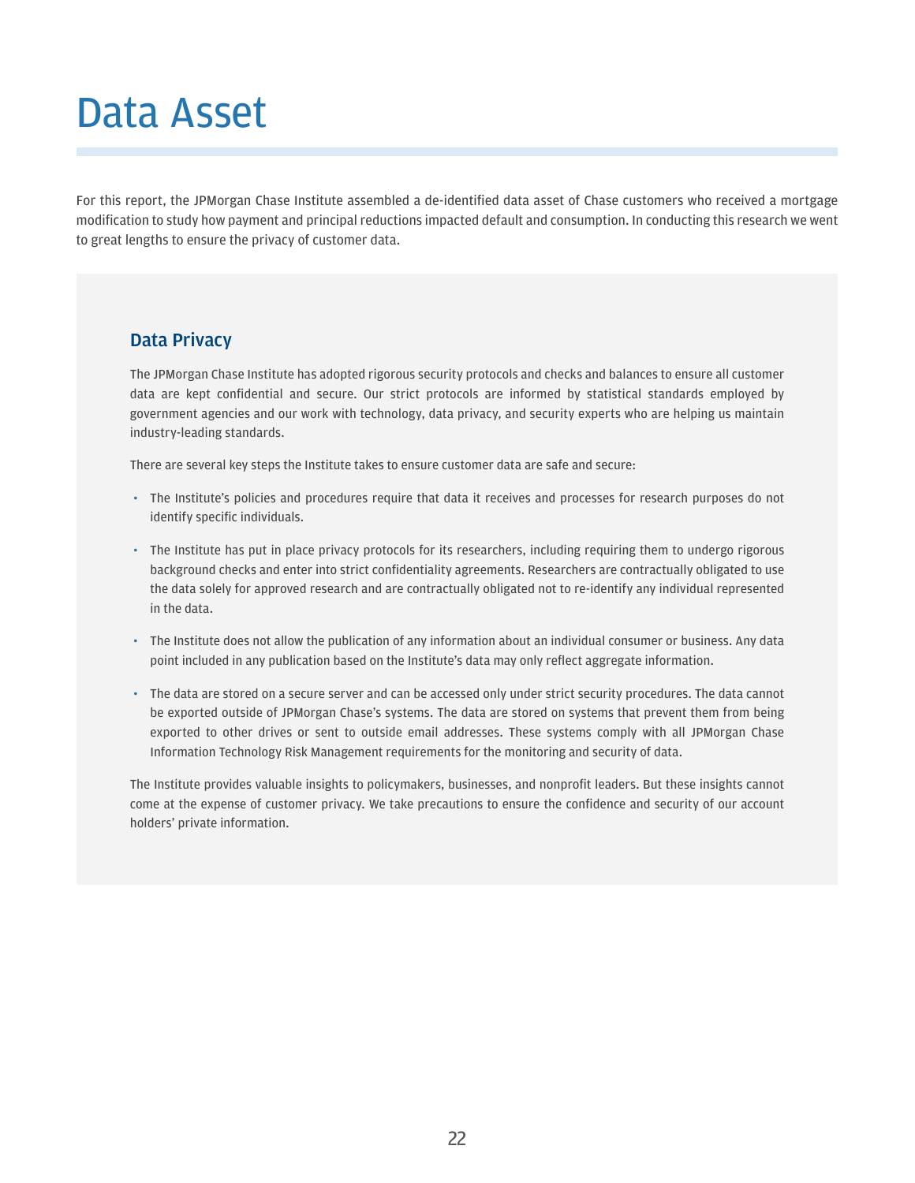# Data Asset

For this report, the JPMorgan Chase Institute assembled a de-identified data asset of Chase customers who received a mortgage modification to study how payment and principal reductions impacted default and consumption. In conducting this research we went to great lengths to ensure the privacy of customer data.

## Data Privacy

The JPMorgan Chase Institute has adopted rigorous security protocols and checks and balances to ensure all customer data are kept confidential and secure. Our strict protocols are informed by statistical standards employed by government agencies and our work with technology, data privacy, and security experts who are helping us maintain industry-leading standards.

There are several key steps the Institute takes to ensure customer data are safe and secure:

- The Institute's policies and procedures require that data it receives and processes for research purposes do not identify specific individuals.
- The Institute has put in place privacy protocols for its researchers, including requiring them to undergo rigorous background checks and enter into strict confidentiality agreements. Researchers are contractually obligated to use the data solely for approved research and are contractually obligated not to re-identify any individual represented in the data.
- The Institute does not allow the publication of any information about an individual consumer or business. Any data point included in any publication based on the Institute's data may only reflect aggregate information.
- The data are stored on a secure server and can be accessed only under strict security procedures. The data cannot be exported outside of JPMorgan Chase's systems. The data are stored on systems that prevent them from being exported to other drives or sent to outside email addresses. These systems comply with all JPMorgan Chase Information Technology Risk Management requirements for the monitoring and security of data.

The Institute provides valuable insights to policymakers, businesses, and nonprofit leaders. But these insights cannot come at the expense of customer privacy. We take precautions to ensure the confidence and security of our account holders' private information.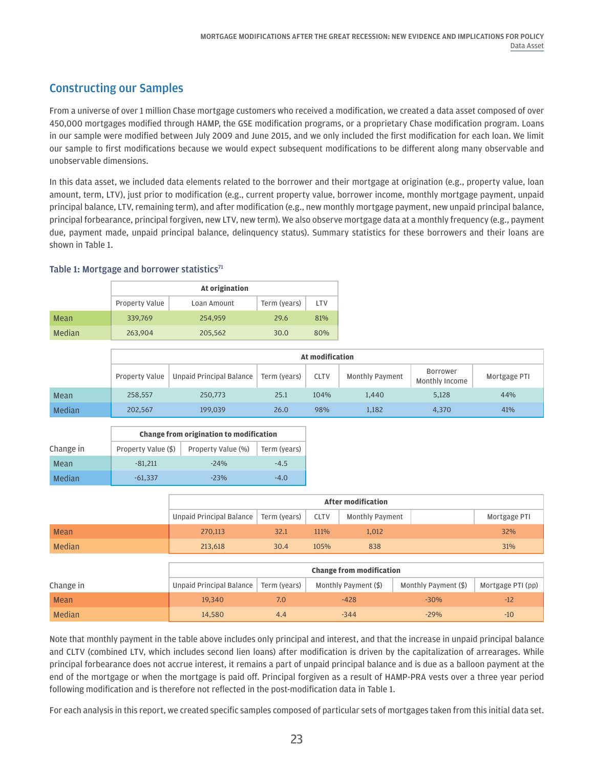## Constructing our Samples

From a universe of over 1 million Chase mortgage customers who received a modification, we created a data asset composed of over 450,000 mortgages modified through HAMP, the GSE modification programs, or a proprietary Chase modification program. Loans in our sample were modified between July 2009 and June 2015, and we only included the first modification for each loan. We limit our sample to first modifications because we would expect subsequent modifications to be different along many observable and unobservable dimensions.

In this data asset, we included data elements related to the borrower and their mortgage at origination (e.g., property value, loan amount, term, LTV), just prior to modification (e.g., current property value, borrower income, monthly mortgage payment, unpaid principal balance, LTV, remaining term), and after modification (e.g., new monthly mortgage payment, new unpaid principal balance, principal forbearance, principal forgiven, new LTV, new term). We also observe mortgage data at a monthly frequency (e.g., payment due, payment made, unpaid principal balance, delinquency status). Summary statistics for these borrowers and their loans are shown in Table 1.

### Table 1: Mortgage and borrower statistics[71]

| | At origination | | | |
|---|---|---|---|---|
| | Property Value | Loan Amount | Term (years) | LTV |
| Mean | 339,769 | 254,959 | 29.6 | 81% |
| Median | 263,904 | 205,562 | 30.0 | 80% |

| | At modification | | | | | | |
|---|---|---|---|---|---|---|---|
| | Property Value | Unpaid Principal Balance | Term (years) | CLTV | Monthly Payment | Borrower Monthly Income | Mortgage PTI |
| Mean | 258,557 | 250,773 | 25.1 | 104% | 1,440 | 5,128 | 44% |
| Median | 202,567 | 199,039 | 26.0 | 98% | 1,182 | 4,370 | 41% |

| | Change from origination to modification | | |
|---|---|---|---|
| Change in | Property Value ($) | Property Value (%) | Term (years) |
| Mean | -81,211 | -24% | -4.5 |
| Median | -61,337 | -23% | -4.0 |

| | After modification | | | | | |
|---|---|---|---|---|---|---|
| | Unpaid Principal Balance | Term (years) | CLTV | Monthly Payment | | Mortgage PTI |
| Mean | 270,113 | 32.1 | 111% | 1,012 | | 32% |
| Median | 213,618 | 30.4 | 105% | 838 | | 31% |

| | Change from modification | | | | |
|---|---|---|---|---|---|
| Change in | Unpaid Principal Balance | Term (years) | Monthly Payment ($) | Monthly Payment ($) | Mortgage PTI (pp) |
| Mean | 19,340 | 7.0 | -428 | -30% | -12 |
| Median | 14,580 | 4.4 | -344 | -29% | -10 |

Note that monthly payment in the table above includes only principal and interest, and that the increase in unpaid principal balance and CLTV (combined LTV, which includes second lien loans) after modification is driven by the capitalization of arrearages. While principal forbearance does not accrue interest, it remains a part of unpaid principal balance and is due as a balloon payment at the end of the mortgage or when the mortgage is paid off. Principal forgiven as a result of HAMP-PRA vests over a three year period following modification and is therefore not reflected in the post-modification data in Table 1.

For each analysis in this report, we created specific samples composed of particular sets of mortgages taken from this initial data set.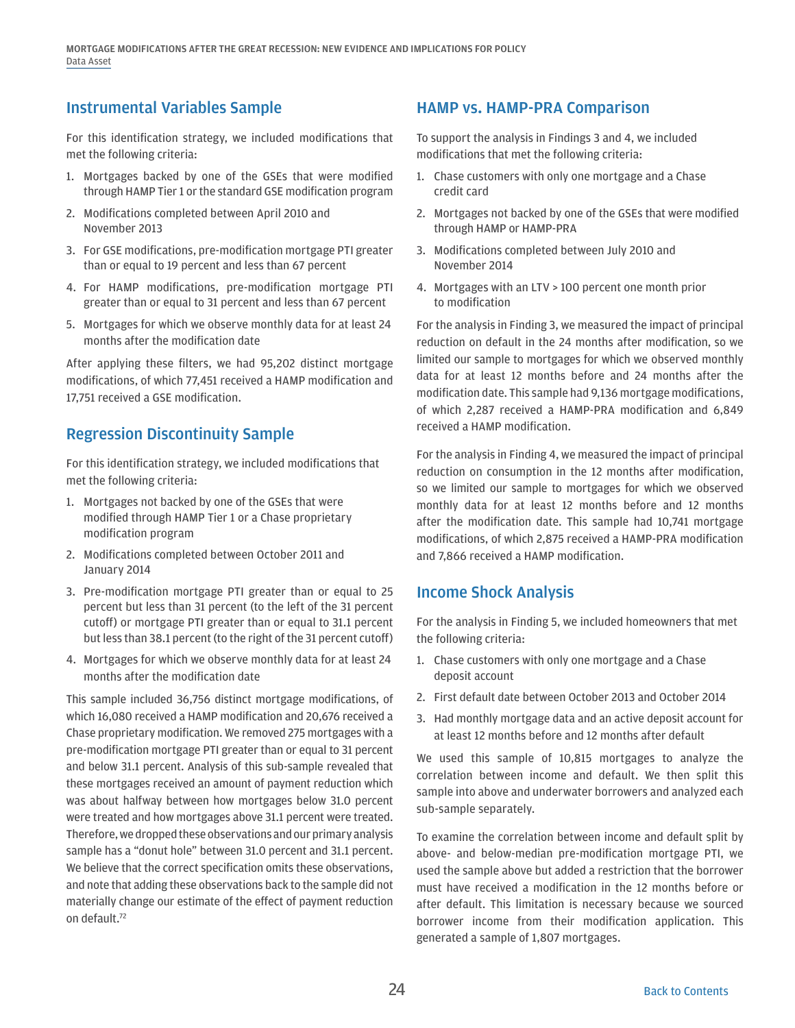## Instrumental Variables Sample

For this identification strategy, we included modifications that met the following criteria:

1. Mortgages backed by one of the GSEs that were modified through HAMP Tier 1 or the standard GSE modification program
2. Modifications completed between April 2010 and November 2013
3. For GSE modifications, pre-modification mortgage PTI greater than or equal to 19 percent and less than 67 percent
4. For HAMP modifications, pre-modification mortgage PTI greater than or equal to 31 percent and less than 67 percent
5. Mortgages for which we observe monthly data for at least 24 months after the modification date

After applying these filters, we had 95,202 distinct mortgage modifications, of which 77,451 received a HAMP modification and 17,751 received a GSE modification.

## Regression Discontinuity Sample

For this identification strategy, we included modifications that met the following criteria:

1. Mortgages not backed by one of the GSEs that were modified through HAMP Tier 1 or a Chase proprietary modification program
2. Modifications completed between October 2011 and January 2014
3. Pre-modification mortgage PTI greater than or equal to 25 percent but less than 31 percent (to the left of the 31 percent cutoff) or mortgage PTI greater than or equal to 31.1 percent but less than 38.1 percent (to the right of the 31 percent cutoff)
4. Mortgages for which we observe monthly data for at least 24 months after the modification date

This sample included 36,756 distinct mortgage modifications, of which 16,080 received a HAMP modification and 20,676 received a Chase proprietary modification. We removed 275 mortgages with a pre-modification mortgage PTI greater than or equal to 31 percent and below 31.1 percent. Analysis of this sub-sample revealed that these mortgages received an amount of payment reduction which was about halfway between how mortgages below 31.0 percent were treated and how mortgages above 31.1 percent were treated. Therefore, we dropped these observations and our primary analysis sample has a "donut hole" between 31.0 percent and 31.1 percent. We believe that the correct specification omits these observations, and note that adding these observations back to the sample did not materially change our estimate of the effect of payment reduction on default.[72]

## HAMP vs. HAMP-PRA Comparison

To support the analysis in Findings 3 and 4, we included modifications that met the following criteria:

1. Chase customers with only one mortgage and a Chase credit card
2. Mortgages not backed by one of the GSEs that were modified through HAMP or HAMP-PRA
3. Modifications completed between July 2010 and November 2014
4. Mortgages with an LTV > 100 percent one month prior to modification

For the analysis in Finding 3, we measured the impact of principal reduction on default in the 24 months after modification, so we limited our sample to mortgages for which we observed monthly data for at least 12 months before and 24 months after the modification date. This sample had 9,136 mortgage modifications, of which 2,287 received a HAMP-PRA modification and 6,849 received a HAMP modification.

For the analysis in Finding 4, we measured the impact of principal reduction on consumption in the 12 months after modification, so we limited our sample to mortgages for which we observed monthly data for at least 12 months before and 12 months after the modification date. This sample had 10,741 mortgage modifications, of which 2,875 received a HAMP-PRA modification and 7,866 received a HAMP modification.

## Income Shock Analysis

For the analysis in Finding 5, we included homeowners that met the following criteria:

1. Chase customers with only one mortgage and a Chase deposit account
2. First default date between October 2013 and October 2014
3. Had monthly mortgage data and an active deposit account for at least 12 months before and 12 months after default

We used this sample of 10,815 mortgages to analyze the correlation between income and default. We then split this sample into above and underwater borrowers and analyzed each sub-sample separately.

To examine the correlation between income and default split by above- and below-median pre-modification mortgage PTI, we used the sample above but added a restriction that the borrower must have received a modification in the 12 months before or after default. This limitation is necessary because we sourced borrower income from their modification application. This generated a sample of 1,807 mortgages.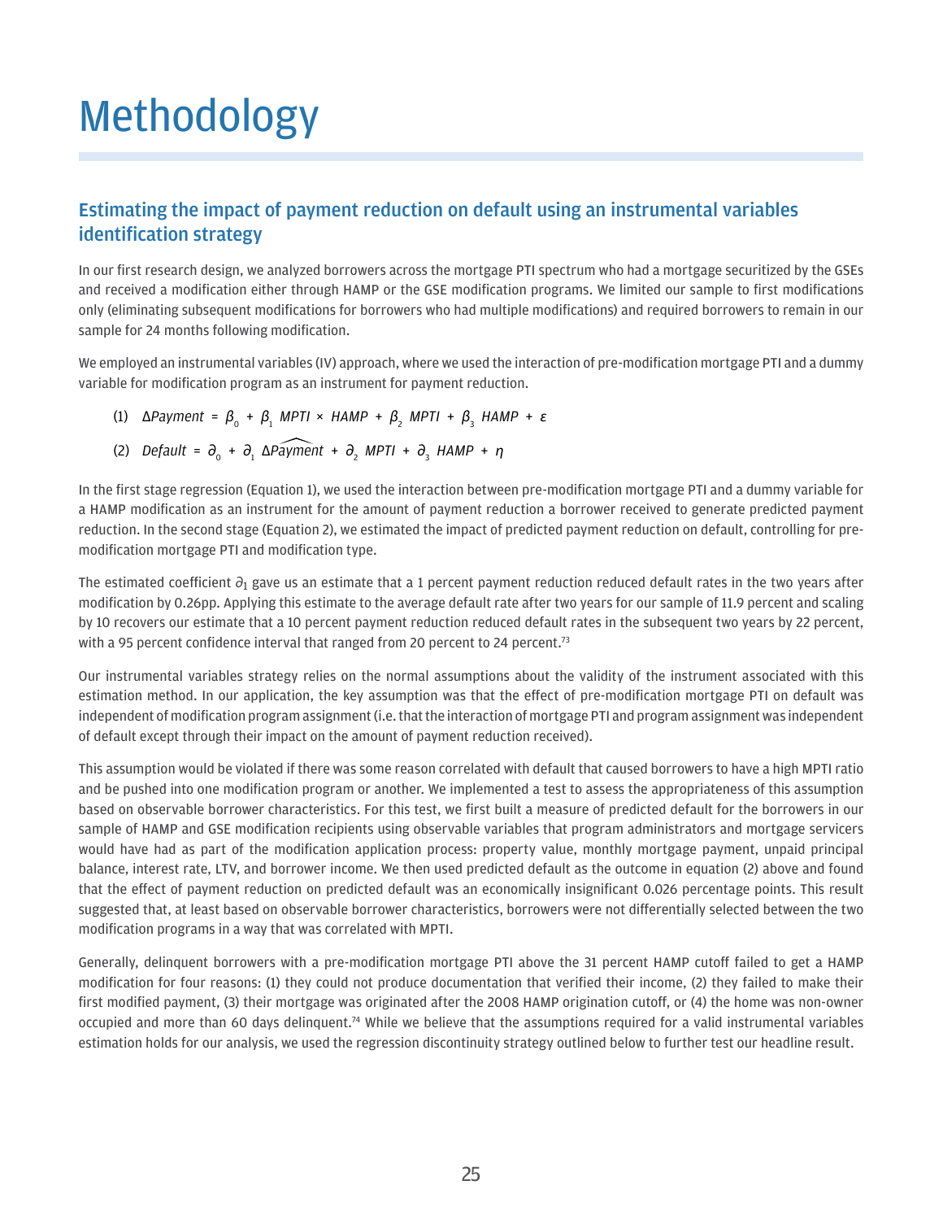# Methodology

## Estimating the impact of payment reduction on default using an instrumental variables identification strategy

In our first research design, we analyzed borrowers across the mortgage PTI spectrum who had a mortgage securitized by the GSEs and received a modification either through HAMP or the GSE modification programs. We limited our sample to first modifications only (eliminating subsequent modifications for borrowers who had multiple modifications) and required borrowers to remain in our sample for 24 months following modification.

We employed an instrumental variables (IV) approach, where we used the interaction of pre-modification mortgage PTI and a dummy variable for modification program as an instrument for payment reduction.

$$(1) \quad \Delta Payment = \beta_0 + \beta_1 \, MPTI \times HAMP + \beta_2 \, MPTI + \beta_3 \, HAMP + \varepsilon$$

$$(2) \quad Default = \partial_0 + \partial_1 \, \Delta \widehat{Payment} + \partial_2 \, MPTI + \partial_3 \, HAMP + \eta$$

In the first stage regression (Equation 1), we used the interaction between pre-modification mortgage PTI and a dummy variable for a HAMP modification as an instrument for the amount of payment reduction a borrower received to generate predicted payment reduction. In the second stage (Equation 2), we estimated the impact of predicted payment reduction on default, controlling for pre-modification mortgage PTI and modification type.

The estimated coefficient $\partial_1$ gave us an estimate that a 1 percent payment reduction reduced default rates in the two years after modification by 0.26pp. Applying this estimate to the average default rate after two years for our sample of 11.9 percent and scaling by 10 recovers our estimate that a 10 percent payment reduction reduced default rates in the subsequent two years by 22 percent, with a 95 percent confidence interval that ranged from 20 percent to 24 percent.[73]

Our instrumental variables strategy relies on the normal assumptions about the validity of the instrument associated with this estimation method. In our application, the key assumption was that the effect of pre-modification mortgage PTI on default was independent of modification program assignment (i.e. that the interaction of mortgage PTI and program assignment was independent of default except through their impact on the amount of payment reduction received).

This assumption would be violated if there was some reason correlated with default that caused borrowers to have a high MPTI ratio and be pushed into one modification program or another. We implemented a test to assess the appropriateness of this assumption based on observable borrower characteristics. For this test, we first built a measure of predicted default for the borrowers in our sample of HAMP and GSE modification recipients using observable variables that program administrators and mortgage servicers would have had as part of the modification application process: property value, monthly mortgage payment, unpaid principal balance, interest rate, LTV, and borrower income. We then used predicted default as the outcome in equation (2) above and found that the effect of payment reduction on predicted default was an economically insignificant 0.026 percentage points. This result suggested that, at least based on observable borrower characteristics, borrowers were not differentially selected between the two modification programs in a way that was correlated with MPTI.

Generally, delinquent borrowers with a pre-modification mortgage PTI above the 31 percent HAMP cutoff failed to get a HAMP modification for four reasons: (1) they could not produce documentation that verified their income, (2) they failed to make their first modified payment, (3) their mortgage was originated after the 2008 HAMP origination cutoff, or (4) the home was non-owner occupied and more than 60 days delinquent.[74] While we believe that the assumptions required for a valid instrumental variables estimation holds for our analysis, we used the regression discontinuity strategy outlined below to further test our headline result.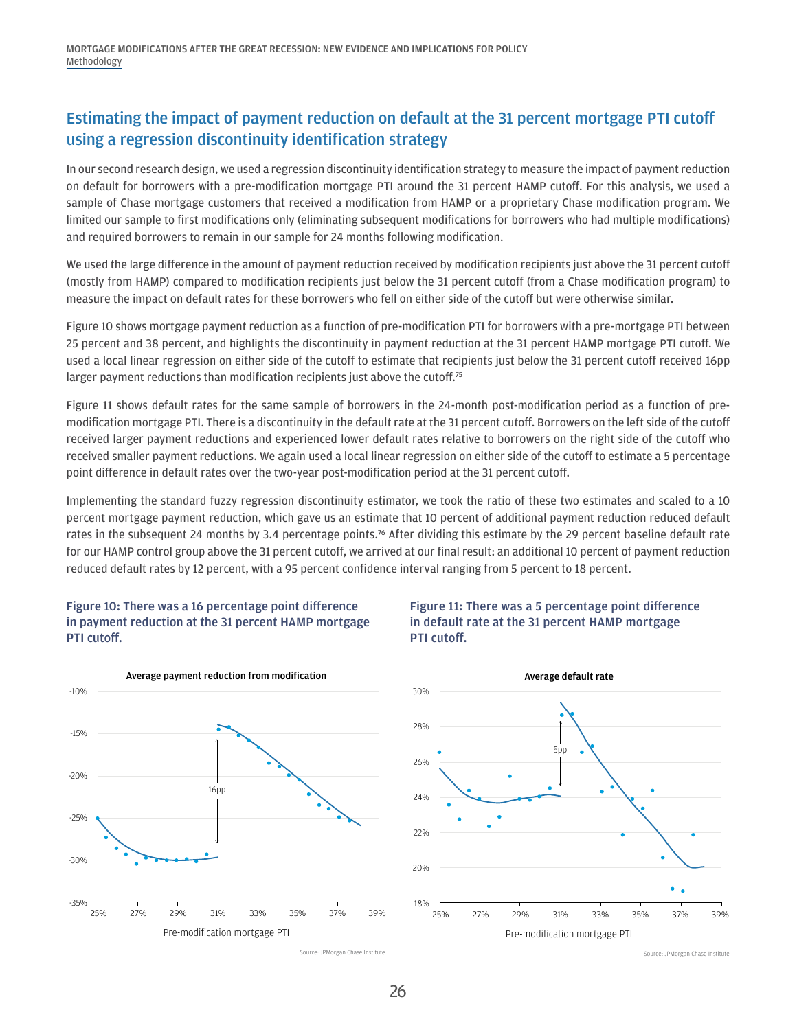## Estimating the impact of payment reduction on default at the 31 percent mortgage PTI cutoff using a regression discontinuity identification strategy

In our second research design, we used a regression discontinuity identification strategy to measure the impact of payment reduction on default for borrowers with a pre-modification mortgage PTI around the 31 percent HAMP cutoff. For this analysis, we used a sample of Chase mortgage customers that received a modification from HAMP or a proprietary Chase modification program. We limited our sample to first modifications only (eliminating subsequent modifications for borrowers who had multiple modifications) and required borrowers to remain in our sample for 24 months following modification.

We used the large difference in the amount of payment reduction received by modification recipients just above the 31 percent cutoff (mostly from HAMP) compared to modification recipients just below the 31 percent cutoff (from a Chase modification program) to measure the impact on default rates for these borrowers who fell on either side of the cutoff but were otherwise similar.

Figure 10 shows mortgage payment reduction as a function of pre-modification PTI for borrowers with a pre-mortgage PTI between 25 percent and 38 percent, and highlights the discontinuity in payment reduction at the 31 percent HAMP mortgage PTI cutoff. We used a local linear regression on either side of the cutoff to estimate that recipients just below the 31 percent cutoff received 16pp larger payment reductions than modification recipients just above the cutoff.[75]

Figure 11 shows default rates for the same sample of borrowers in the 24-month post-modification period as a function of pre-modification mortgage PTI. There is a discontinuity in the default rate at the 31 percent cutoff. Borrowers on the left side of the cutoff received larger payment reductions and experienced lower default rates relative to borrowers on the right side of the cutoff who received smaller payment reductions. We again used a local linear regression on either side of the cutoff to estimate a 5 percentage point difference in default rates over the two-year post-modification period at the 31 percent cutoff.

Implementing the standard fuzzy regression discontinuity estimator, we took the ratio of these two estimates and scaled to a 10 percent mortgage payment reduction, which gave us an estimate that 10 percent of additional payment reduction reduced default rates in the subsequent 24 months by 3.4 percentage points.[76] After dividing this estimate by the 29 percent baseline default rate for our HAMP control group above the 31 percent cutoff, we arrived at our final result: an additional 10 percent of payment reduction reduced default rates by 12 percent, with a 95 percent confidence interval ranging from 5 percent to 18 percent.

**Figure 10: There was a 16 percentage point difference in payment reduction at the 31 percent HAMP mortgage PTI cutoff.**

Average payment reduction from modification

Source: JPMorgan Chase Institute

**Figure 11: There was a 5 percentage point difference in default rate at the 31 percent HAMP mortgage PTI cutoff.**

Average default rate

Source: JPMorgan Chase Institute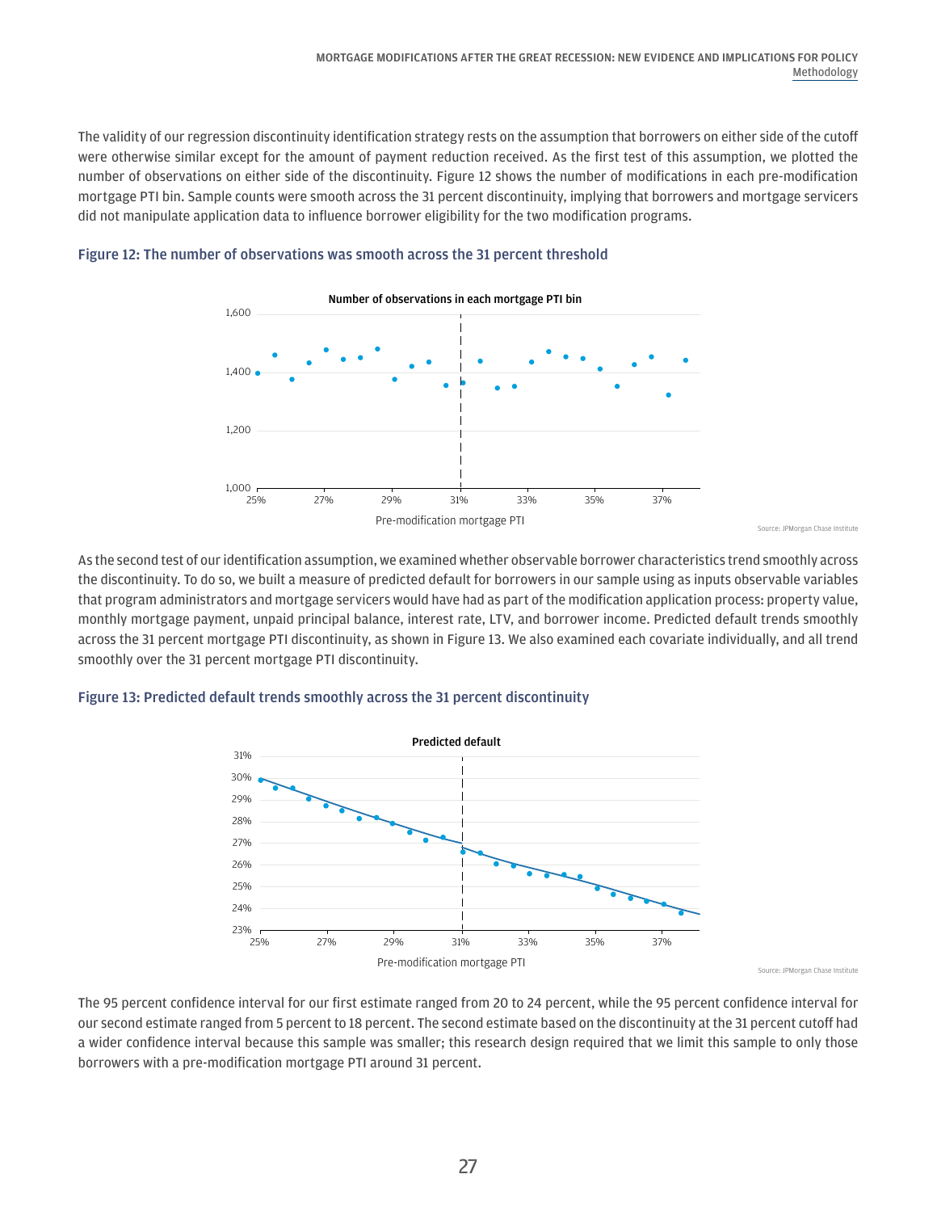The validity of our regression discontinuity identification strategy rests on the assumption that borrowers on either side of the cutoff were otherwise similar except for the amount of payment reduction received. As the first test of this assumption, we plotted the number of observations on either side of the discontinuity. Figure 12 shows the number of modifications in each pre-modification mortgage PTI bin. Sample counts were smooth across the 31 percent discontinuity, implying that borrowers and mortgage servicers did not manipulate application data to influence borrower eligibility for the two modification programs.

**Figure 12: The number of observations was smooth across the 31 percent threshold**

Number of observations in each mortgage PTI bin

Pre-modification mortgage PTI

Source: JPMorgan Chase Institute

As the second test of our identification assumption, we examined whether observable borrower characteristics trend smoothly across the discontinuity. To do so, we built a measure of predicted default for borrowers in our sample using as inputs observable variables that program administrators and mortgage servicers would have had as part of the modification application process: property value, monthly mortgage payment, unpaid principal balance, interest rate, LTV, and borrower income. Predicted default trends smoothly across the 31 percent mortgage PTI discontinuity, as shown in Figure 13. We also examined each covariate individually, and all trend smoothly over the 31 percent mortgage PTI discontinuity.

**Figure 13: Predicted default trends smoothly across the 31 percent discontinuity**

Predicted default

Pre-modification mortgage PTI

Source: JPMorgan Chase Institute

The 95 percent confidence interval for our first estimate ranged from 20 to 24 percent, while the 95 percent confidence interval for our second estimate ranged from 5 percent to 18 percent. The second estimate based on the discontinuity at the 31 percent cutoff had a wider confidence interval because this sample was smaller; this research design required that we limit this sample to only those borrowers with a pre-modification mortgage PTI around 31 percent.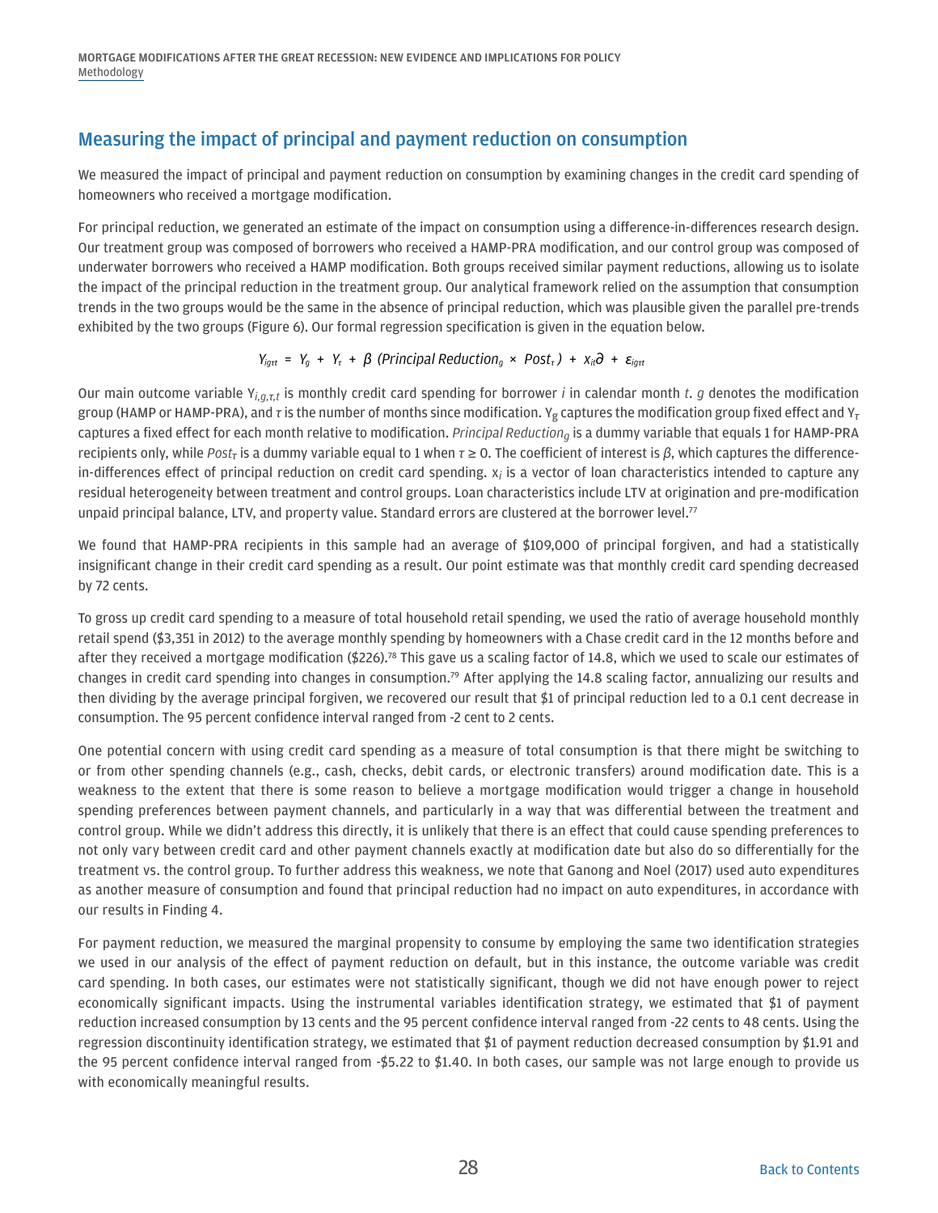## Measuring the impact of principal and payment reduction on consumption

We measured the impact of principal and payment reduction on consumption by examining changes in the credit card spending of homeowners who received a mortgage modification.

For principal reduction, we generated an estimate of the impact on consumption using a difference-in-differences research design. Our treatment group was composed of borrowers who received a HAMP-PRA modification, and our control group was composed of underwater borrowers who received a HAMP modification. Both groups received similar payment reductions, allowing us to isolate the impact of the principal reduction in the treatment group. Our analytical framework relied on the assumption that consumption trends in the two groups would be the same in the absence of principal reduction, which was plausible given the parallel pre-trends exhibited by the two groups (Figure 6). Our formal regression specification is given in the equation below.

$$Y_{ig\tau t} = Y_g + Y_\tau + \beta \ (Principal\ Reduction_g \times Post_\tau) + x_{it}\partial + \varepsilon_{ig\tau t}$$

Our main outcome variable $Y_{i,g,\tau,t}$ is monthly credit card spending for borrower *i* in calendar month *t*. *g* denotes the modification group (HAMP or HAMP-PRA), and $\tau$ is the number of months since modification. $Y_g$ captures the modification group fixed effect and $Y_\tau$ captures a fixed effect for each month relative to modification. *Principal Reduction*$_g$ is a dummy variable that equals 1 for HAMP-PRA recipients only, while $Post_\tau$ is a dummy variable equal to 1 when $\tau \geq 0$. The coefficient of interest is $\beta$, which captures the difference-in-differences effect of principal reduction on credit card spending. $x_i$ is a vector of loan characteristics intended to capture any residual heterogeneity between treatment and control groups. Loan characteristics include LTV at origination and pre-modification unpaid principal balance, LTV, and property value. Standard errors are clustered at the borrower level.[77]

We found that HAMP-PRA recipients in this sample had an average of $109,000 of principal forgiven, and had a statistically insignificant change in their credit card spending as a result. Our point estimate was that monthly credit card spending decreased by 72 cents.

To gross up credit card spending to a measure of total household retail spending, we used the ratio of average household monthly retail spend ($3,351 in 2012) to the average monthly spending by homeowners with a Chase credit card in the 12 months before and after they received a mortgage modification ($226).[78] This gave us a scaling factor of 14.8, which we used to scale our estimates of changes in credit card spending into changes in consumption.[79] After applying the 14.8 scaling factor, annualizing our results and then dividing by the average principal forgiven, we recovered our result that $1 of principal reduction led to a 0.1 cent decrease in consumption. The 95 percent confidence interval ranged from -2 cent to 2 cents.

One potential concern with using credit card spending as a measure of total consumption is that there might be switching to or from other spending channels (e.g., cash, checks, debit cards, or electronic transfers) around modification date. This is a weakness to the extent that there is some reason to believe a mortgage modification would trigger a change in household spending preferences between payment channels, and particularly in a way that was differential between the treatment and control group. While we didn't address this directly, it is unlikely that there is an effect that could cause spending preferences to not only vary between credit card and other payment channels exactly at modification date but also do so differentially for the treatment vs. the control group. To further address this weakness, we note that Ganong and Noel (2017) used auto expenditures as another measure of consumption and found that principal reduction had no impact on auto expenditures, in accordance with our results in Finding 4.

For payment reduction, we measured the marginal propensity to consume by employing the same two identification strategies we used in our analysis of the effect of payment reduction on default, but in this instance, the outcome variable was credit card spending. In both cases, our estimates were not statistically significant, though we did not have enough power to reject economically significant impacts. Using the instrumental variables identification strategy, we estimated that $1 of payment reduction increased consumption by 13 cents and the 95 percent confidence interval ranged from -22 cents to 48 cents. Using the regression discontinuity identification strategy, we estimated that $1 of payment reduction decreased consumption by $1.91 and the 95 percent confidence interval ranged from -$5.22 to $1.40. In both cases, our sample was not large enough to provide us with economically meaningful results.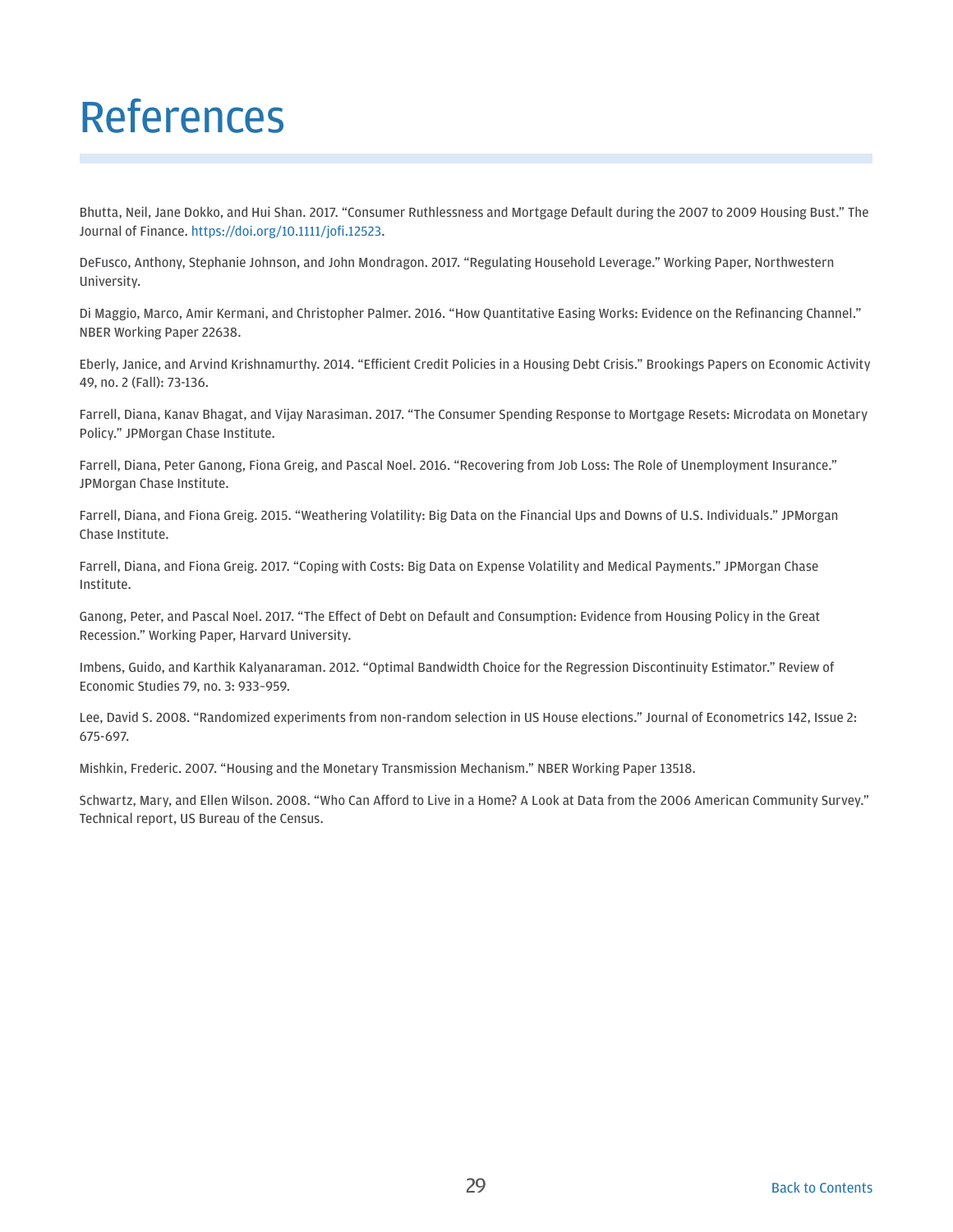# References

Bhutta, Neil, Jane Dokko, and Hui Shan. 2017. "Consumer Ruthlessness and Mortgage Default during the 2007 to 2009 Housing Bust." The Journal of Finance. https://doi.org/10.1111/jofi.12523.

DeFusco, Anthony, Stephanie Johnson, and John Mondragon. 2017. "Regulating Household Leverage." Working Paper, Northwestern University.

Di Maggio, Marco, Amir Kermani, and Christopher Palmer. 2016. "How Quantitative Easing Works: Evidence on the Refinancing Channel." NBER Working Paper 22638.

Eberly, Janice, and Arvind Krishnamurthy. 2014. "Efficient Credit Policies in a Housing Debt Crisis." Brookings Papers on Economic Activity 49, no. 2 (Fall): 73-136.

Farrell, Diana, Kanav Bhagat, and Vijay Narasiman. 2017. "The Consumer Spending Response to Mortgage Resets: Microdata on Monetary Policy." JPMorgan Chase Institute.

Farrell, Diana, Peter Ganong, Fiona Greig, and Pascal Noel. 2016. "Recovering from Job Loss: The Role of Unemployment Insurance." JPMorgan Chase Institute.

Farrell, Diana, and Fiona Greig. 2015. "Weathering Volatility: Big Data on the Financial Ups and Downs of U.S. Individuals." JPMorgan Chase Institute.

Farrell, Diana, and Fiona Greig. 2017. "Coping with Costs: Big Data on Expense Volatility and Medical Payments." JPMorgan Chase Institute.

Ganong, Peter, and Pascal Noel. 2017. "The Effect of Debt on Default and Consumption: Evidence from Housing Policy in the Great Recession." Working Paper, Harvard University.

Imbens, Guido, and Karthik Kalyanaraman. 2012. "Optimal Bandwidth Choice for the Regression Discontinuity Estimator." Review of Economic Studies 79, no. 3: 933–959.

Lee, David S. 2008. "Randomized experiments from non-random selection in US House elections." Journal of Econometrics 142, Issue 2: 675-697.

Mishkin, Frederic. 2007. "Housing and the Monetary Transmission Mechanism." NBER Working Paper 13518.

Schwartz, Mary, and Ellen Wilson. 2008. "Who Can Afford to Live in a Home? A Look at Data from the 2006 American Community Survey." Technical report, US Bureau of the Census.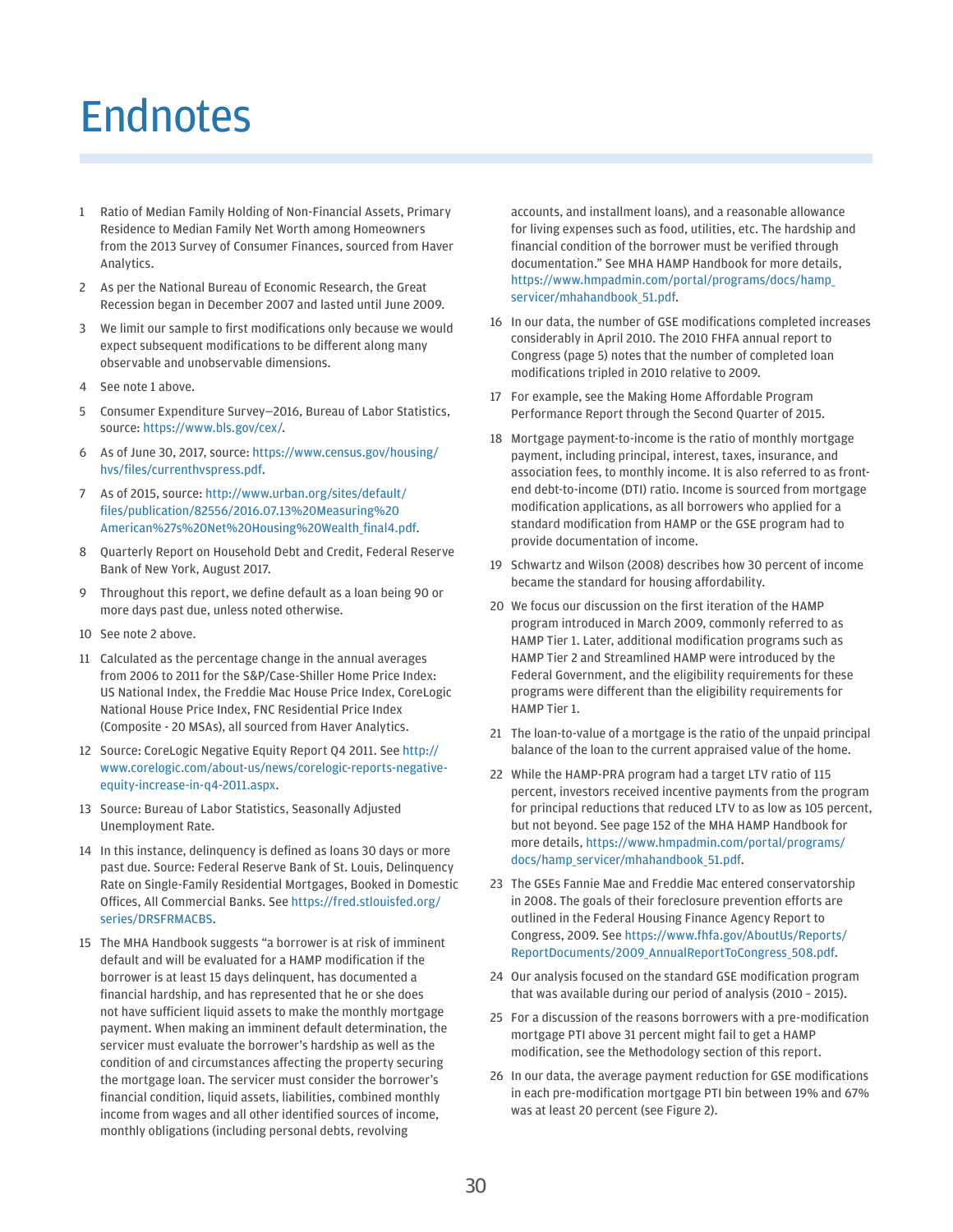# Endnotes

1. Ratio of Median Family Holding of Non-Financial Assets, Primary Residence to Median Family Net Worth among Homeowners from the 2013 Survey of Consumer Finances, sourced from Haver Analytics.
2. As per the National Bureau of Economic Research, the Great Recession began in December 2007 and lasted until June 2009.
3. We limit our sample to first modifications only because we would expect subsequent modifications to be different along many observable and unobservable dimensions.
4. See note 1 above.
5. Consumer Expenditure Survey—2016, Bureau of Labor Statistics, source: https://www.bls.gov/cex/.
6. As of June 30, 2017, source: https://www.census.gov/housing/hvs/files/currenthvspress.pdf.
7. As of 2015, source: http://www.urban.org/sites/default/files/publication/82556/2016.07.13%20Measuring%20American%27s%20Net%20Housing%20Wealth_final4.pdf.
8. Quarterly Report on Household Debt and Credit, Federal Reserve Bank of New York, August 2017.
9. Throughout this report, we define default as a loan being 90 or more days past due, unless noted otherwise.
10. See note 2 above.
11. Calculated as the percentage change in the annual averages from 2006 to 2011 for the S&P/Case-Shiller Home Price Index: US National Index, the Freddie Mac House Price Index, CoreLogic National House Price Index, FNC Residential Price Index (Composite - 20 MSAs), all sourced from Haver Analytics.
12. Source: CoreLogic Negative Equity Report Q4 2011. See http://www.corelogic.com/about-us/news/corelogic-reports-negative-equity-increase-in-q4-2011.aspx.
13. Source: Bureau of Labor Statistics, Seasonally Adjusted Unemployment Rate.
14. In this instance, delinquency is defined as loans 30 days or more past due. Source: Federal Reserve Bank of St. Louis, Delinquency Rate on Single-Family Residential Mortgages, Booked in Domestic Offices, All Commercial Banks. See https://fred.stlouisfed.org/series/DRSFRMACBS.
15. The MHA Handbook suggests "a borrower is at risk of imminent default and will be evaluated for a HAMP modification if the borrower is at least 15 days delinquent, has documented a financial hardship, and has represented that he or she does not have sufficient liquid assets to make the monthly mortgage payment. When making an imminent default determination, the servicer must evaluate the borrower's hardship as well as the condition of and circumstances affecting the property securing the mortgage loan. The servicer must consider the borrower's financial condition, liquid assets, liabilities, combined monthly income from wages and all other identified sources of income, monthly obligations (including personal debts, revolving accounts, and installment loans), and a reasonable allowance for living expenses such as food, utilities, etc. The hardship and financial condition of the borrower must be verified through documentation." See MHA HAMP Handbook for more details, https://www.hmpadmin.com/portal/programs/docs/hamp_servicer/mhahandbook_51.pdf.
16. In our data, the number of GSE modifications completed increases considerably in April 2010. The 2010 FHFA annual report to Congress (page 5) notes that the number of completed loan modifications tripled in 2010 relative to 2009.
17. For example, see the Making Home Affordable Program Performance Report through the Second Quarter of 2015.
18. Mortgage payment-to-income is the ratio of monthly mortgage payment, including principal, interest, taxes, insurance, and association fees, to monthly income. It is also referred to as front-end debt-to-income (DTI) ratio. Income is sourced from mortgage modification applications, as all borrowers who applied for a standard modification from HAMP or the GSE program had to provide documentation of income.
19. Schwartz and Wilson (2008) describes how 30 percent of income became the standard for housing affordability.
20. We focus our discussion on the first iteration of the HAMP program introduced in March 2009, commonly referred to as HAMP Tier 1. Later, additional modification programs such as HAMP Tier 2 and Streamlined HAMP were introduced by the Federal Government, and the eligibility requirements for these programs were different than the eligibility requirements for HAMP Tier 1.
21. The loan-to-value of a mortgage is the ratio of the unpaid principal balance of the loan to the current appraised value of the home.
22. While the HAMP-PRA program had a target LTV ratio of 115 percent, investors received incentive payments from the program for principal reductions that reduced LTV to as low as 105 percent, but not beyond. See page 152 of the MHA HAMP Handbook for more details, https://www.hmpadmin.com/portal/programs/docs/hamp_servicer/mhahandbook_51.pdf.
23. The GSEs Fannie Mae and Freddie Mac entered conservatorship in 2008. The goals of their foreclosure prevention efforts are outlined in the Federal Housing Finance Agency Report to Congress, 2009. See https://www.fhfa.gov/AboutUs/Reports/ReportDocuments/2009_AnnualReportToCongress_508.pdf.
24. Our analysis focused on the standard GSE modification program that was available during our period of analysis (2010 – 2015).
25. For a discussion of the reasons borrowers with a pre-modification mortgage PTI above 31 percent might fail to get a HAMP modification, see the Methodology section of this report.
26. In our data, the average payment reduction for GSE modifications in each pre-modification mortgage PTI bin between 19% and 67% was at least 20 percent (see Figure 2).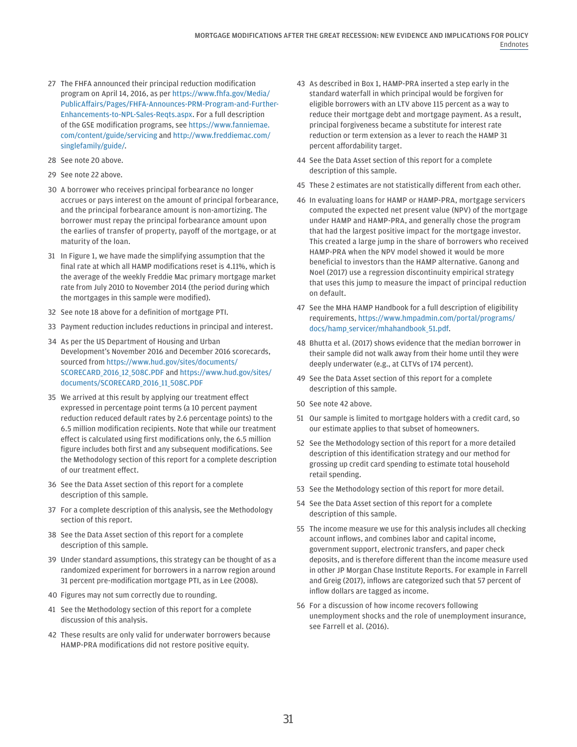27 The FHFA announced their principal reduction modification program on April 14, 2016, as per https://www.fhfa.gov/Media/PublicAffairs/Pages/FHFA-Announces-PRM-Program-and-Further-Enhancements-to-NPL-Sales-Reqts.aspx. For a full description of the GSE modification programs, see https://www.fanniemae.com/content/guide/servicing and http://www.freddiemac.com/singlefamily/guide/.

28 See note 20 above.

29 See note 22 above.

30 A borrower who receives principal forbearance no longer accrues or pays interest on the amount of principal forbearance, and the principal forbearance amount is non-amortizing. The borrower must repay the principal forbearance amount upon the earlies of transfer of property, payoff of the mortgage, or at maturity of the loan.

31 In Figure 1, we have made the simplifying assumption that the final rate at which all HAMP modifications reset is 4.11%, which is the average of the weekly Freddie Mac primary mortgage market rate from July 2010 to November 2014 (the period during which the mortgages in this sample were modified).

32 See note 18 above for a definition of mortgage PTI.

33 Payment reduction includes reductions in principal and interest.

34 As per the US Department of Housing and Urban Development's November 2016 and December 2016 scorecards, sourced from https://www.hud.gov/sites/documents/SCORECARD_2016_12_508C.PDF and https://www.hud.gov/sites/documents/SCORECARD_2016_11_508C.PDF

35 We arrived at this result by applying our treatment effect expressed in percentage point terms (a 10 percent payment reduction reduced default rates by 2.6 percentage points) to the 6.5 million modification recipients. Note that while our treatment effect is calculated using first modifications only, the 6.5 million figure includes both first and any subsequent modifications. See the Methodology section of this report for a complete description of our treatment effect.

36 See the Data Asset section of this report for a complete description of this sample.

37 For a complete description of this analysis, see the Methodology section of this report.

38 See the Data Asset section of this report for a complete description of this sample.

39 Under standard assumptions, this strategy can be thought of as a randomized experiment for borrowers in a narrow region around 31 percent pre-modification mortgage PTI, as in Lee (2008).

40 Figures may not sum correctly due to rounding.

41 See the Methodology section of this report for a complete discussion of this analysis.

42 These results are only valid for underwater borrowers because HAMP-PRA modifications did not restore positive equity.

43 As described in Box 1, HAMP-PRA inserted a step early in the standard waterfall in which principal would be forgiven for eligible borrowers with an LTV above 115 percent as a way to reduce their mortgage debt and mortgage payment. As a result, principal forgiveness became a substitute for interest rate reduction or term extension as a lever to reach the HAMP 31 percent affordability target.

44 See the Data Asset section of this report for a complete description of this sample.

45 These 2 estimates are not statistically different from each other.

46 In evaluating loans for HAMP or HAMP-PRA, mortgage servicers computed the expected net present value (NPV) of the mortgage under HAMP and HAMP-PRA, and generally chose the program that had the largest positive impact for the mortgage investor. This created a large jump in the share of borrowers who received HAMP-PRA when the NPV model showed it would be more beneficial to investors than the HAMP alternative. Ganong and Noel (2017) use a regression discontinuity empirical strategy that uses this jump to measure the impact of principal reduction on default.

47 See the MHA HAMP Handbook for a full description of eligibility requirements, https://www.hmpadmin.com/portal/programs/docs/hamp_servicer/mhahandbook_51.pdf.

48 Bhutta et al. (2017) shows evidence that the median borrower in their sample did not walk away from their home until they were deeply underwater (e.g., at CLTVs of 174 percent).

49 See the Data Asset section of this report for a complete description of this sample.

50 See note 42 above.

51 Our sample is limited to mortgage holders with a credit card, so our estimate applies to that subset of homeowners.

52 See the Methodology section of this report for a more detailed description of this identification strategy and our method for grossing up credit card spending to estimate total household retail spending.

53 See the Methodology section of this report for more detail.

54 See the Data Asset section of this report for a complete description of this sample.

55 The income measure we use for this analysis includes all checking account inflows, and combines labor and capital income, government support, electronic transfers, and paper check deposits, and is therefore different than the income measure used in other JP Morgan Chase Institute Reports. For example in Farrell and Greig (2017), inflows are categorized such that 57 percent of inflow dollars are tagged as income.

56 For a discussion of how income recovers following unemployment shocks and the role of unemployment insurance, see Farrell et al. (2016).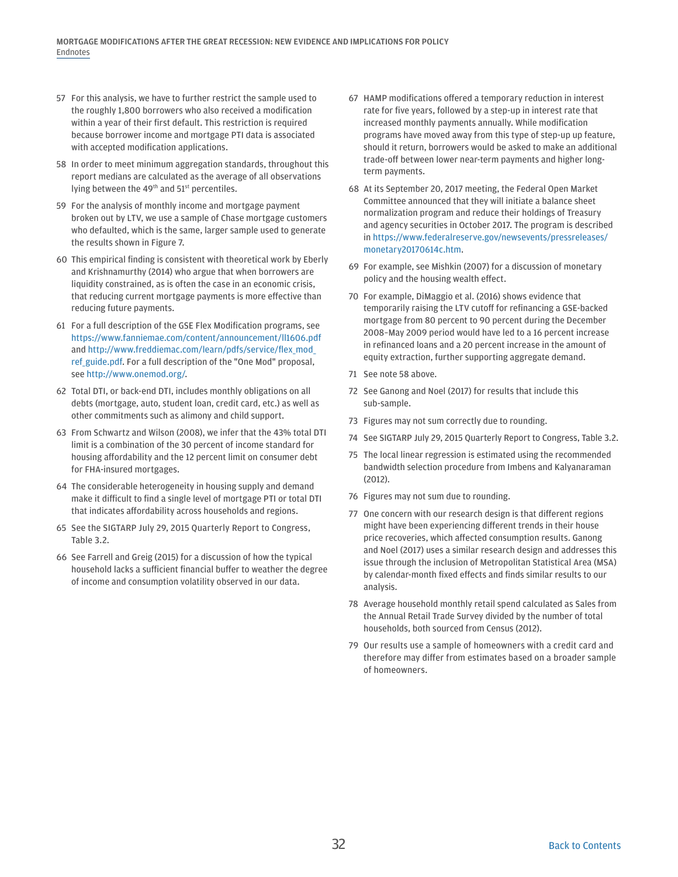57 For this analysis, we have to further restrict the sample used to the roughly 1,800 borrowers who also received a modification within a year of their first default. This restriction is required because borrower income and mortgage PTI data is associated with accepted modification applications.

58 In order to meet minimum aggregation standards, throughout this report medians are calculated as the average of all observations lying between the 49th and 51st percentiles.

59 For the analysis of monthly income and mortgage payment broken out by LTV, we use a sample of Chase mortgage customers who defaulted, which is the same, larger sample used to generate the results shown in Figure 7.

60 This empirical finding is consistent with theoretical work by Eberly and Krishnamurthy (2014) who argue that when borrowers are liquidity constrained, as is often the case in an economic crisis, that reducing current mortgage payments is more effective than reducing future payments.

61 For a full description of the GSE Flex Modification programs, see https://www.fanniemae.com/content/announcement/ll1606.pdf and http://www.freddiemac.com/learn/pdfs/service/flex_mod_ref_guide.pdf. For a full description of the "One Mod" proposal, see http://www.onemod.org/.

62 Total DTI, or back-end DTI, includes monthly obligations on all debts (mortgage, auto, student loan, credit card, etc.) as well as other commitments such as alimony and child support.

63 From Schwartz and Wilson (2008), we infer that the 43% total DTI limit is a combination of the 30 percent of income standard for housing affordability and the 12 percent limit on consumer debt for FHA-insured mortgages.

64 The considerable heterogeneity in housing supply and demand make it difficult to find a single level of mortgage PTI or total DTI that indicates affordability across households and regions.

65 See the SIGTARP July 29, 2015 Quarterly Report to Congress, Table 3.2.

66 See Farrell and Greig (2015) for a discussion of how the typical household lacks a sufficient financial buffer to weather the degree of income and consumption volatility observed in our data.

67 HAMP modifications offered a temporary reduction in interest rate for five years, followed by a step-up in interest rate that increased monthly payments annually. While modification programs have moved away from this type of step-up up feature, should it return, borrowers would be asked to make an additional trade-off between lower near-term payments and higher long-term payments.

68 At its September 20, 2017 meeting, the Federal Open Market Committee announced that they will initiate a balance sheet normalization program and reduce their holdings of Treasury and agency securities in October 2017. The program is described in https://www.federalreserve.gov/newsevents/pressreleases/monetary20170614c.htm.

69 For example, see Mishkin (2007) for a discussion of monetary policy and the housing wealth effect.

70 For example, DiMaggio et al. (2016) shows evidence that temporarily raising the LTV cutoff for refinancing a GSE-backed mortgage from 80 percent to 90 percent during the December 2008–May 2009 period would have led to a 16 percent increase in refinanced loans and a 20 percent increase in the amount of equity extraction, further supporting aggregate demand.

71 See note 58 above.

72 See Ganong and Noel (2017) for results that include this sub-sample.

73 Figures may not sum correctly due to rounding.

74 See SIGTARP July 29, 2015 Quarterly Report to Congress, Table 3.2.

75 The local linear regression is estimated using the recommended bandwidth selection procedure from Imbens and Kalyanaraman (2012).

76 Figures may not sum due to rounding.

77 One concern with our research design is that different regions might have been experiencing different trends in their house price recoveries, which affected consumption results. Ganong and Noel (2017) uses a similar research design and addresses this issue through the inclusion of Metropolitan Statistical Area (MSA) by calendar-month fixed effects and finds similar results to our analysis.

78 Average household monthly retail spend calculated as Sales from the Annual Retail Trade Survey divided by the number of total households, both sourced from Census (2012).

79 Our results use a sample of homeowners with a credit card and therefore may differ from estimates based on a broader sample of homeowners.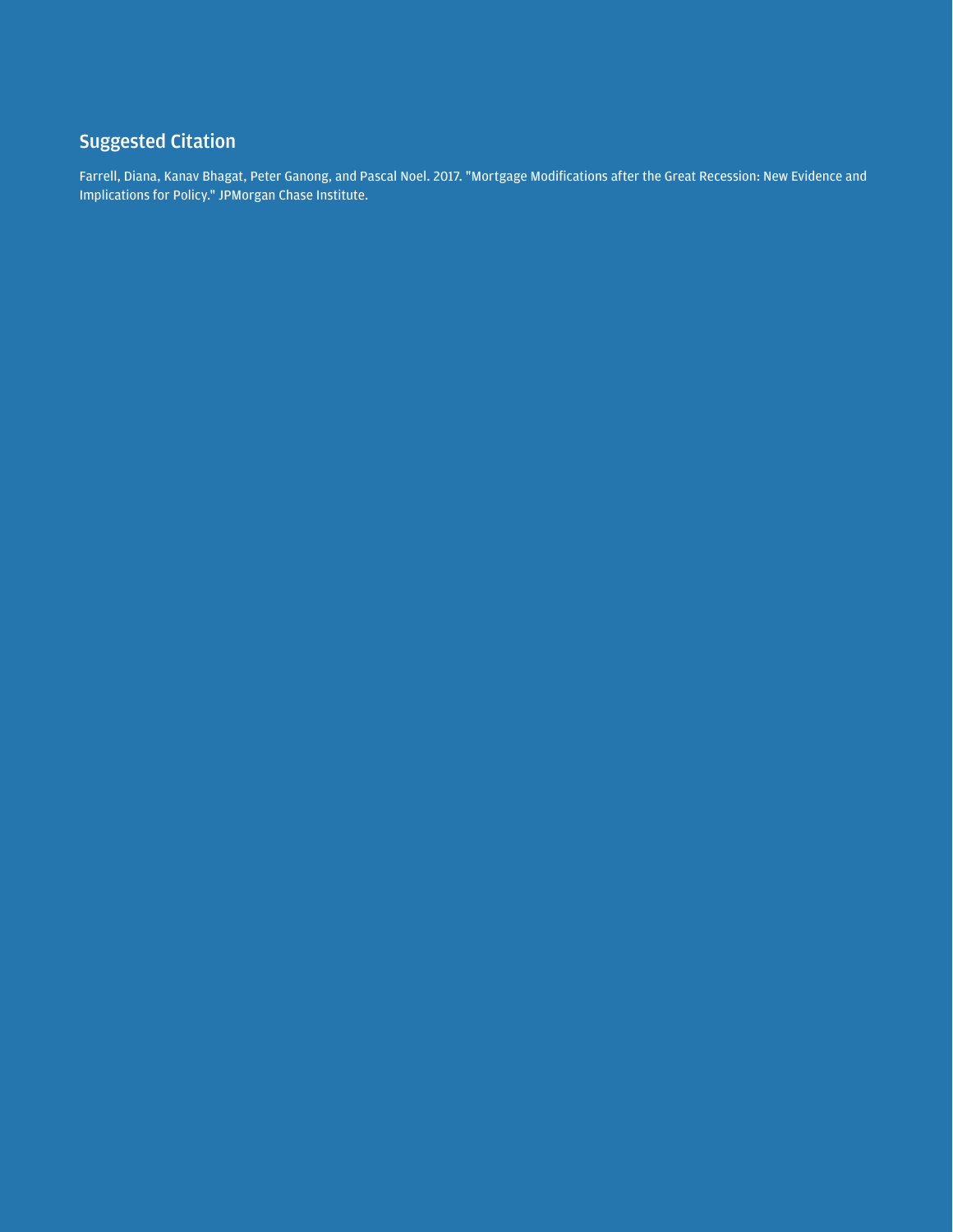## Suggested Citation

Farrell, Diana, Kanav Bhagat, Peter Ganong, and Pascal Noel. 2017. "Mortgage Modifications after the Great Recession: New Evidence and Implications for Policy." JPMorgan Chase Institute.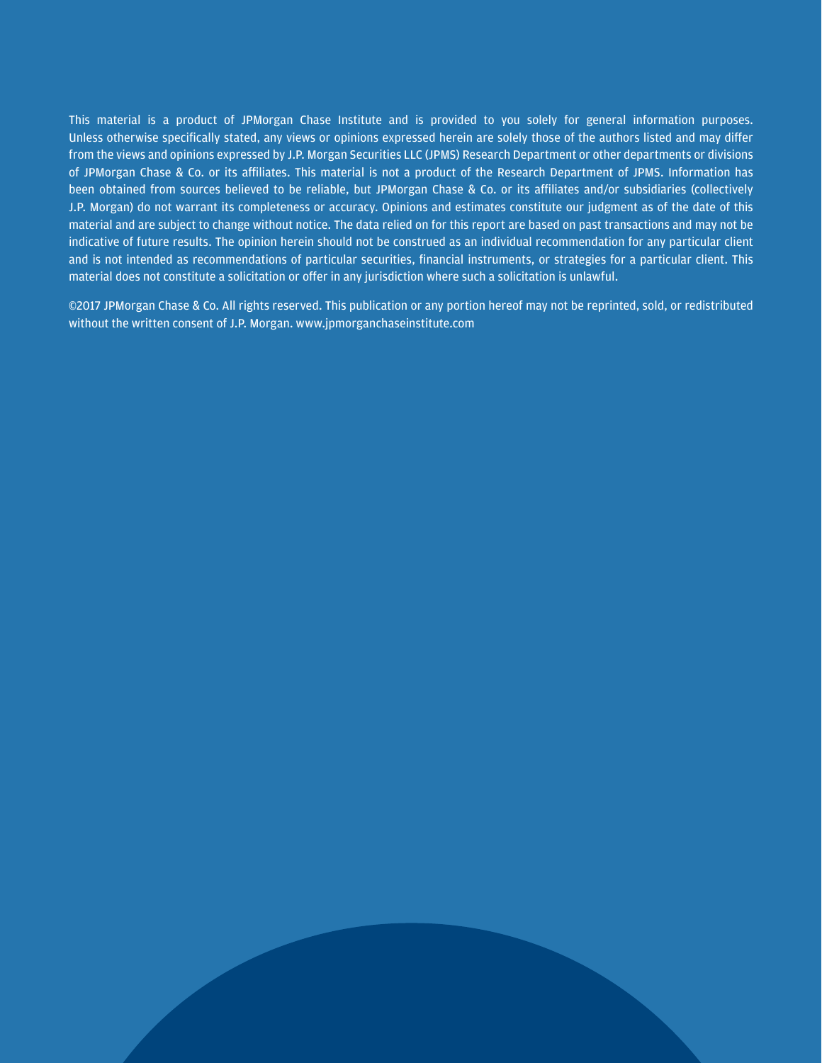This material is a product of JPMorgan Chase Institute and is provided to you solely for general information purposes. Unless otherwise specifically stated, any views or opinions expressed herein are solely those of the authors listed and may differ from the views and opinions expressed by J.P. Morgan Securities LLC (JPMS) Research Department or other departments or divisions of JPMorgan Chase & Co. or its affiliates. This material is not a product of the Research Department of JPMS. Information has been obtained from sources believed to be reliable, but JPMorgan Chase & Co. or its affiliates and/or subsidiaries (collectively J.P. Morgan) do not warrant its completeness or accuracy. Opinions and estimates constitute our judgment as of the date of this material and are subject to change without notice. The data relied on for this report are based on past transactions and may not be indicative of future results. The opinion herein should not be construed as an individual recommendation for any particular client and is not intended as recommendations of particular securities, financial instruments, or strategies for a particular client. This material does not constitute a solicitation or offer in any jurisdiction where such a solicitation is unlawful.

©2017 JPMorgan Chase & Co. All rights reserved. This publication or any portion hereof may not be reprinted, sold, or redistributed without the written consent of J.P. Morgan. www.jpmorganchaseinstitute.com